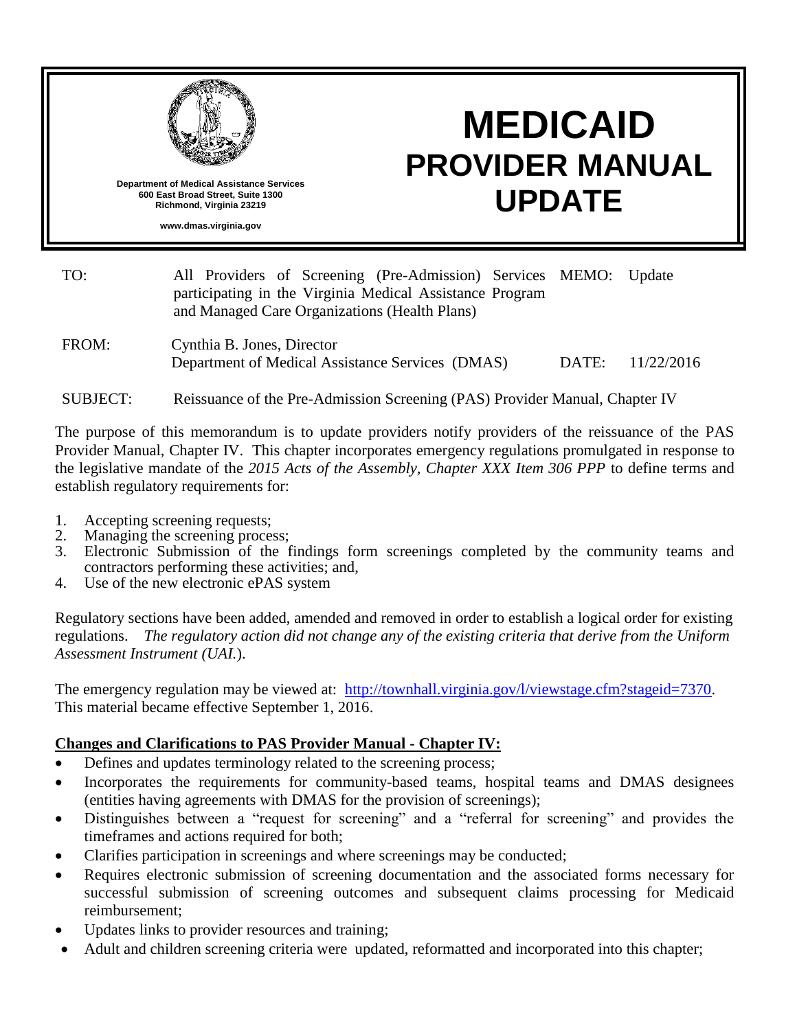Department of Medical Assistance Services
600 East Broad Street, Suite 1300
Richmond, Virginia 23219

www.dmas.virginia.gov

# MEDICAID PROVIDER MANUAL UPDATE

| | | | |
|---|---|---|---|
| TO: | All Providers of Screening (Pre-Admission) Services participating in the Virginia Medical Assistance Program and Managed Care Organizations (Health Plans) | MEMO: | Update |
| FROM: | Cynthia B. Jones, Director Department of Medical Assistance Services (DMAS) | DATE: | 11/22/2016 |
| SUBJECT: | Reissuance of the Pre-Admission Screening (PAS) Provider Manual, Chapter IV | | |

The purpose of this memorandum is to update providers notify providers of the reissuance of the PAS Provider Manual, Chapter IV. This chapter incorporates emergency regulations promulgated in response to the legislative mandate of the *2015 Acts of the Assembly, Chapter XXX Item 306 PPP* to define terms and establish regulatory requirements for:

1. Accepting screening requests;
2. Managing the screening process;
3. Electronic Submission of the findings form screenings completed by the community teams and contractors performing these activities; and,
4. Use of the new electronic ePAS system

Regulatory sections have been added, amended and removed in order to establish a logical order for existing regulations. *The regulatory action did not change any of the existing criteria that derive from the Uniform Assessment Instrument (UAI.*).

The emergency regulation may be viewed at: http://townhall.virginia.gov/l/viewstage.cfm?stageid=7370. This material became effective September 1, 2016.

**Changes and Clarifications to PAS Provider Manual - Chapter IV:**

- Defines and updates terminology related to the screening process;
- Incorporates the requirements for community-based teams, hospital teams and DMAS designees (entities having agreements with DMAS for the provision of screenings);
- Distinguishes between a "request for screening" and a "referral for screening" and provides the timeframes and actions required for both;
- Clarifies participation in screenings and where screenings may be conducted;
- Requires electronic submission of screening documentation and the associated forms necessary for successful submission of screening outcomes and subsequent claims processing for Medicaid reimbursement;
- Updates links to provider resources and training;
- Adult and children screening criteria were updated, reformatted and incorporated into this chapter;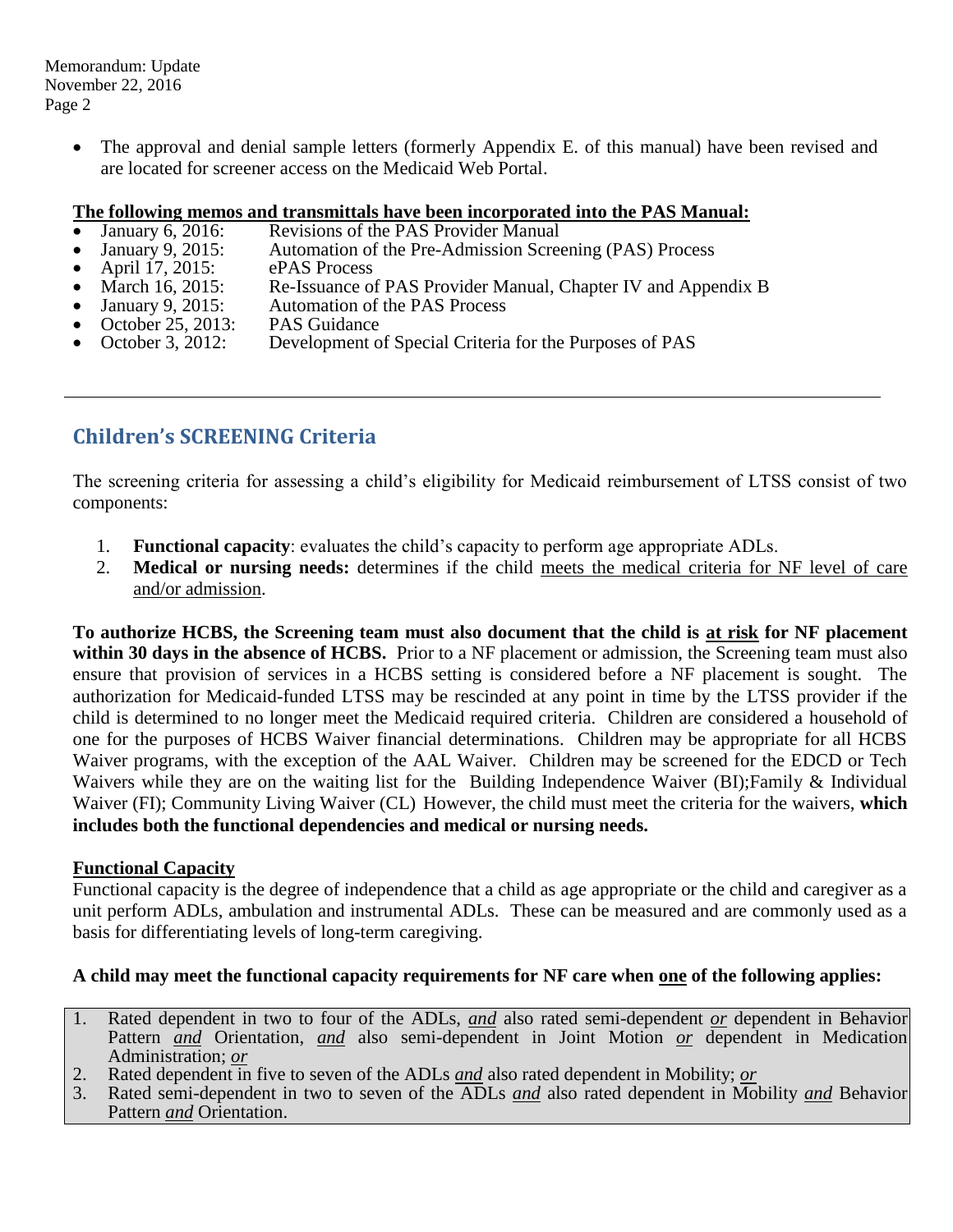- The approval and denial sample letters (formerly Appendix E. of this manual) have been revised and are located for screener access on the Medicaid Web Portal.

**<u>The following memos and transmittals have been incorporated into the PAS Manual:</u>**

- January 6, 2016: Revisions of the PAS Provider Manual
- January 9, 2015: Automation of the Pre-Admission Screening (PAS) Process
- April 17, 2015: ePAS Process
- March 16, 2015: Re-Issuance of PAS Provider Manual, Chapter IV and Appendix B
- January 9, 2015: Automation of the PAS Process
- October 25, 2013: PAS Guidance
- October 3, 2012: Development of Special Criteria for the Purposes of PAS

---

## Children's SCREENING Criteria

The screening criteria for assessing a child's eligibility for Medicaid reimbursement of LTSS consist of two components:

1. **Functional capacity**: evaluates the child's capacity to perform age appropriate ADLs.
2. **Medical or nursing needs:** determines if the child <u>meets the medical criteria for NF level of care and/or admission</u>.

**To authorize HCBS, the Screening team must also document that the child is <u>at risk</u> for NF placement within 30 days in the absence of HCBS.** Prior to a NF placement or admission, the Screening team must also ensure that provision of services in a HCBS setting is considered before a NF placement is sought. The authorization for Medicaid-funded LTSS may be rescinded at any point in time by the LTSS provider if the child is determined to no longer meet the Medicaid required criteria. Children are considered a household of one for the purposes of HCBS Waiver financial determinations. Children may be appropriate for all HCBS Waiver programs, with the exception of the AAL Waiver. Children may be screened for the EDCD or Tech Waivers while they are on the waiting list for the Building Independence Waiver (BI);Family & Individual Waiver (FI); Community Living Waiver (CL) However, the child must meet the criteria for the waivers, **which includes both the functional dependencies and medical or nursing needs.**

**<u>Functional Capacity</u>**

Functional capacity is the degree of independence that a child as age appropriate or the child and caregiver as a unit perform ADLs, ambulation and instrumental ADLs. These can be measured and are commonly used as a basis for differentiating levels of long-term caregiving.

**A child may meet the functional capacity requirements for NF care when <u>one</u> of the following applies:**

1. Rated dependent in two to four of the ADLs, <u>*and*</u> also rated semi-dependent <u>*or*</u> dependent in Behavior Pattern <u>*and*</u> Orientation, <u>*and*</u> also semi-dependent in Joint Motion <u>*or*</u> dependent in Medication Administration; <u>*or*</u>
2. Rated dependent in five to seven of the ADLs <u>*and*</u> also rated dependent in Mobility; <u>*or*</u>
3. Rated semi-dependent in two to seven of the ADLs <u>*and*</u> also rated dependent in Mobility <u>*and*</u> Behavior Pattern <u>*and*</u> Orientation.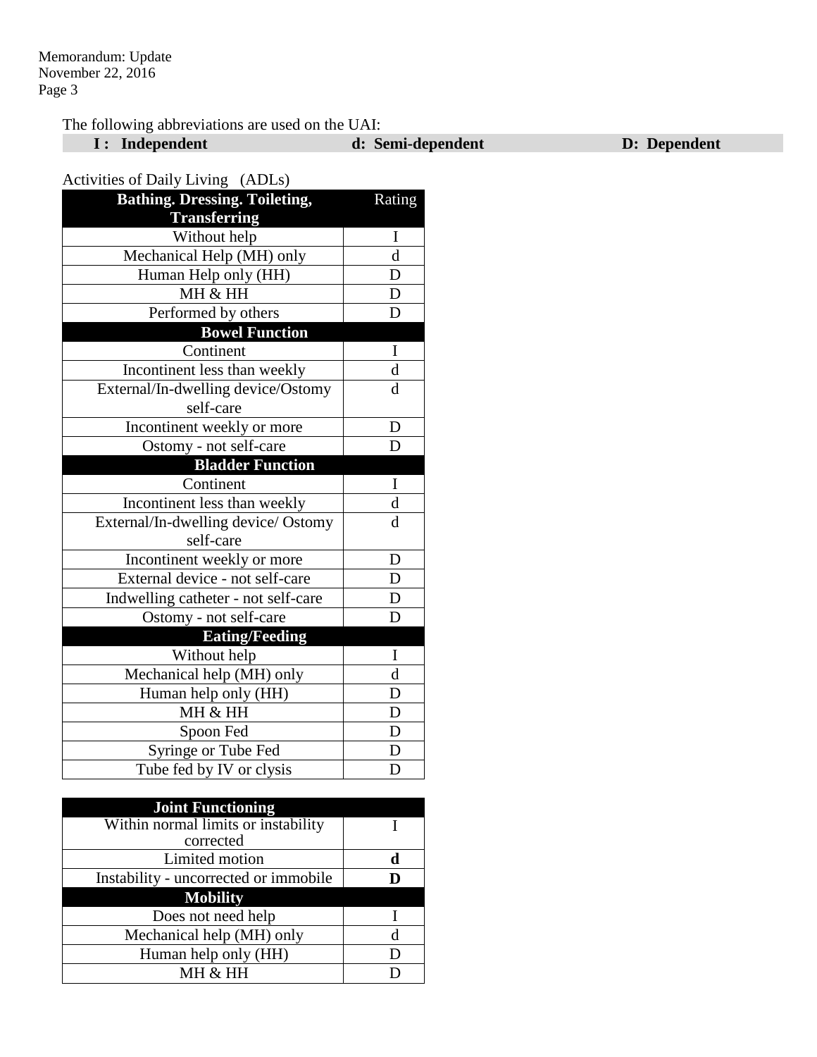The following abbreviations are used on the UAI:

| **I : Independent** | **d: Semi-dependent** | **D: Dependent** |
|---|---|---|

Activities of Daily Living (ADLs)

| **Bathing. Dressing. Toileting, Transferring** | Rating |
|---|---|
| Without help | I |
| Mechanical Help (MH) only | d |
| Human Help only (HH) | D |
| MH & HH | D |
| Performed by others | D |
| **Bowel Function** | |
| Continent | I |
| Incontinent less than weekly | d |
| External/In-dwelling device/Ostomy self-care | d |
| Incontinent weekly or more | D |
| Ostomy - not self-care | D |
| **Bladder Function** | |
| Continent | I |
| Incontinent less than weekly | d |
| External/In-dwelling device/ Ostomy self-care | d |
| Incontinent weekly or more | D |
| External device - not self-care | D |
| Indwelling catheter - not self-care | D |
| Ostomy - not self-care | D |
| **Eating/Feeding** | |
| Without help | I |
| Mechanical help (MH) only | d |
| Human help only (HH) | D |
| MH & HH | D |
| Spoon Fed | D |
| Syringe or Tube Fed | D |
| Tube fed by IV or clysis | D |

| **Joint Functioning** | |
|---|---|
| Within normal limits or instability corrected | I |
| Limited motion | **d** |
| Instability - uncorrected or immobile | **D** |
| **Mobility** | |
| Does not need help | I |
| Mechanical help (MH) only | d |
| Human help only (HH) | D |
| MH & HH | D |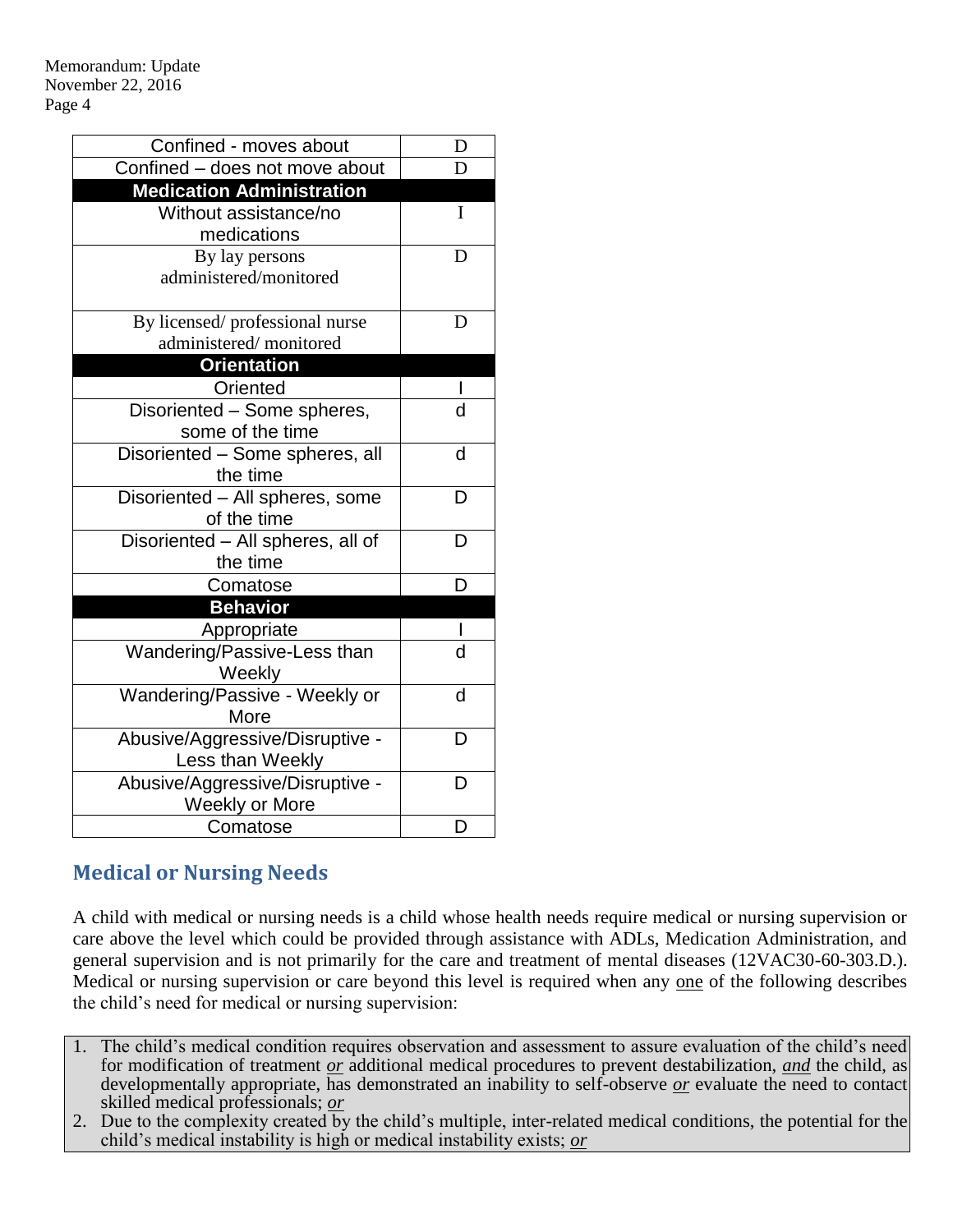| | |
|---|---|
| Confined - moves about | D |
| Confined – does not move about | D |
| **Medication Administration** | |
| Without assistance/no medications | I |
| By lay persons administered/monitored | D |
| By licensed/ professional nurse administered/ monitored | D |
| **Orientation** | |
| Oriented | I |
| Disoriented – Some spheres, some of the time | d |
| Disoriented – Some spheres, all the time | d |
| Disoriented – All spheres, some of the time | D |
| Disoriented – All spheres, all of the time | D |
| Comatose | D |
| **Behavior** | |
| Appropriate | I |
| Wandering/Passive-Less than Weekly | d |
| Wandering/Passive - Weekly or More | d |
| Abusive/Aggressive/Disruptive - Less than Weekly | D |
| Abusive/Aggressive/Disruptive - Weekly or More | D |
| Comatose | D |

## Medical or Nursing Needs

A child with medical or nursing needs is a child whose health needs require medical or nursing supervision or care above the level which could be provided through assistance with ADLs, Medication Administration, and general supervision and is not primarily for the care and treatment of mental diseases (12VAC30-60-303.D.). Medical or nursing supervision or care beyond this level is required when any one of the following describes the child's need for medical or nursing supervision:

1. The child's medical condition requires observation and assessment to assure evaluation of the child's need for modification of treatment ***or*** additional medical procedures to prevent destabilization, ***and*** the child, as developmentally appropriate, has demonstrated an inability to self-observe ***or*** evaluate the need to contact skilled medical professionals; ***or***
2. Due to the complexity created by the child's multiple, inter-related medical conditions, the potential for the child's medical instability is high or medical instability exists; ***or***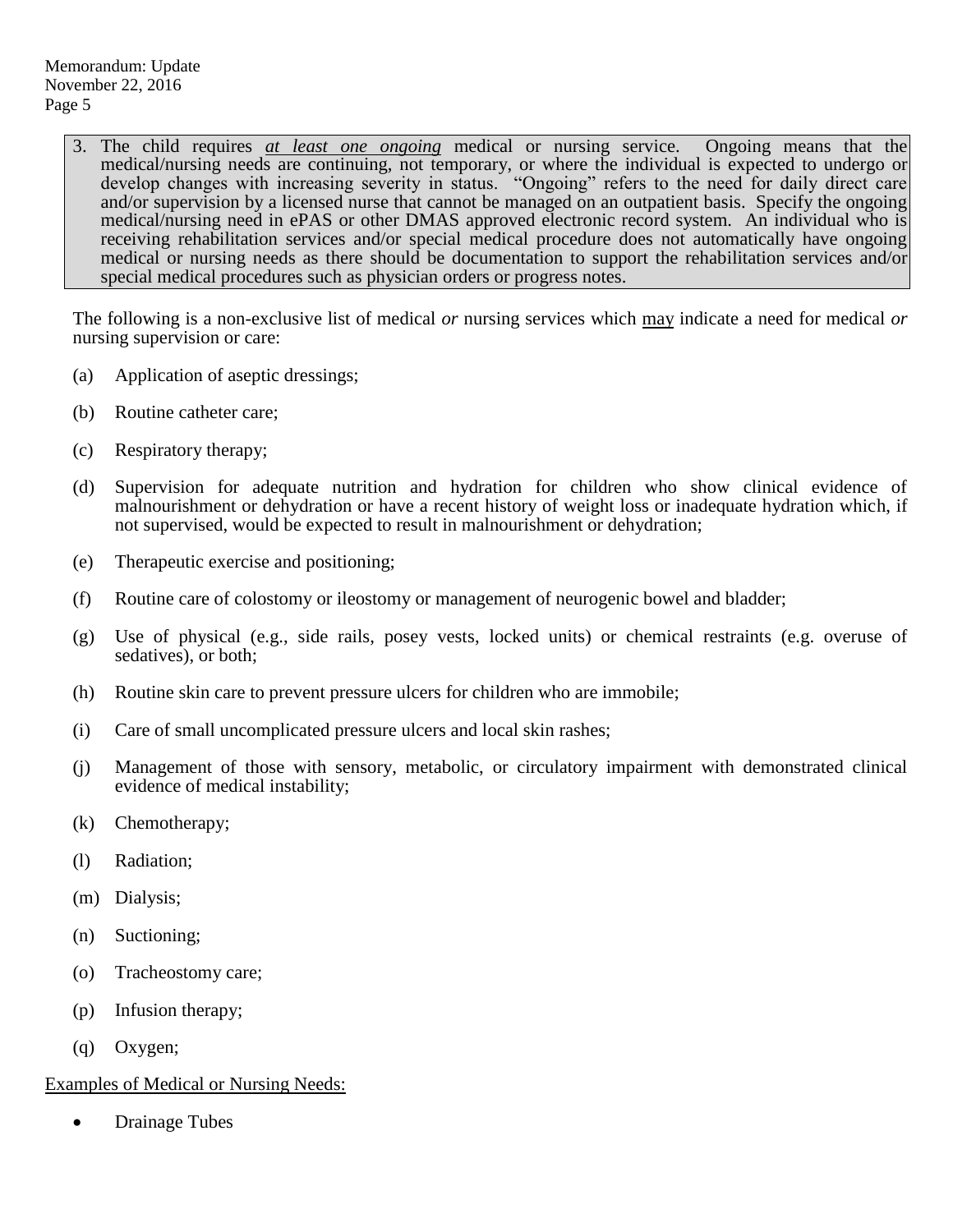3. The child requires _**at least one ongoing**_ medical or nursing service. Ongoing means that the medical/nursing needs are continuing, not temporary, or where the individual is expected to undergo or develop changes with increasing severity in status. "Ongoing" refers to the need for daily direct care and/or supervision by a licensed nurse that cannot be managed on an outpatient basis. Specify the ongoing medical/nursing need in ePAS or other DMAS approved electronic record system. An individual who is receiving rehabilitation services and/or special medical procedure does not automatically have ongoing medical or nursing needs as there should be documentation to support the rehabilitation services and/or special medical procedures such as physician orders or progress notes.

The following is a non-exclusive list of medical *or* nursing services which may indicate a need for medical *or* nursing supervision or care:

(a) Application of aseptic dressings;

(b) Routine catheter care;

(c) Respiratory therapy;

(d) Supervision for adequate nutrition and hydration for children who show clinical evidence of malnourishment or dehydration or have a recent history of weight loss or inadequate hydration which, if not supervised, would be expected to result in malnourishment or dehydration;

(e) Therapeutic exercise and positioning;

(f) Routine care of colostomy or ileostomy or management of neurogenic bowel and bladder;

(g) Use of physical (e.g., side rails, posey vests, locked units) or chemical restraints (e.g. overuse of sedatives), or both;

(h) Routine skin care to prevent pressure ulcers for children who are immobile;

(i) Care of small uncomplicated pressure ulcers and local skin rashes;

(j) Management of those with sensory, metabolic, or circulatory impairment with demonstrated clinical evidence of medical instability;

(k) Chemotherapy;

(l) Radiation;

(m) Dialysis;

(n) Suctioning;

(o) Tracheostomy care;

(p) Infusion therapy;

(q) Oxygen;

Examples of Medical or Nursing Needs:

- Drainage Tubes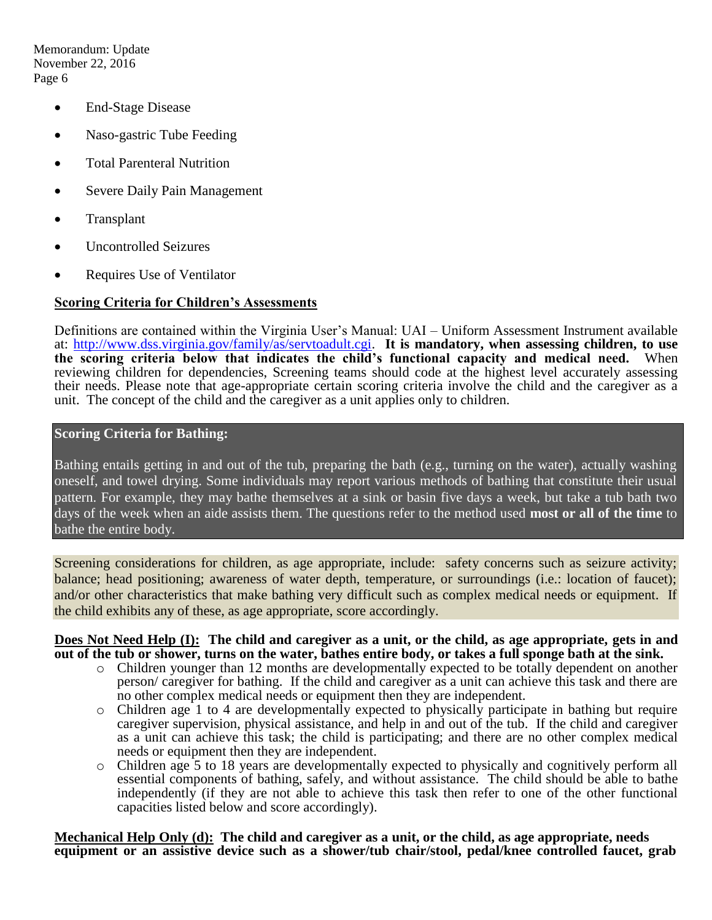- End-Stage Disease
- Naso-gastric Tube Feeding
- Total Parenteral Nutrition
- Severe Daily Pain Management
- Transplant
- Uncontrolled Seizures
- Requires Use of Ventilator

**Scoring Criteria for Children's Assessments**

Definitions are contained within the Virginia User's Manual: UAI – Uniform Assessment Instrument available at: [http://www.dss.virginia.gov/family/as/servtoadult.cgi](http://www.dss.virginia.gov/family/as/servtoadult.cgi). **It is mandatory, when assessing children, to use the scoring criteria below that indicates the child's functional capacity and medical need.** When reviewing children for dependencies, Screening teams should code at the highest level accurately assessing their needs. Please note that age-appropriate certain scoring criteria involve the child and the caregiver as a unit. The concept of the child and the caregiver as a unit applies only to children.

**Scoring Criteria for Bathing:**

Bathing entails getting in and out of the tub, preparing the bath (e.g., turning on the water), actually washing oneself, and towel drying. Some individuals may report various methods of bathing that constitute their usual pattern. For example, they may bathe themselves at a sink or basin five days a week, but take a tub bath two days of the week when an aide assists them. The questions refer to the method used **most or all of the time** to bathe the entire body.

Screening considerations for children, as age appropriate, include: safety concerns such as seizure activity; balance; head positioning; awareness of water depth, temperature, or surroundings (i.e.: location of faucet); and/or other characteristics that make bathing very difficult such as complex medical needs or equipment. If the child exhibits any of these, as age appropriate, score accordingly.

**Does Not Need Help (I): The child and caregiver as a unit, or the child, as age appropriate, gets in and out of the tub or shower, turns on the water, bathes entire body, or takes a full sponge bath at the sink.**

- Children younger than 12 months are developmentally expected to be totally dependent on another person/ caregiver for bathing. If the child and caregiver as a unit can achieve this task and there are no other complex medical needs or equipment then they are independent.
- Children age 1 to 4 are developmentally expected to physically participate in bathing but require caregiver supervision, physical assistance, and help in and out of the tub. If the child and caregiver as a unit can achieve this task; the child is participating; and there are no other complex medical needs or equipment then they are independent.
- Children age 5 to 18 years are developmentally expected to physically and cognitively perform all essential components of bathing, safely, and without assistance. The child should be able to bathe independently (if they are not able to achieve this task then refer to one of the other functional capacities listed below and score accordingly).

**Mechanical Help Only (d): The child and caregiver as a unit, or the child, as age appropriate, needs equipment or an assistive device such as a shower/tub chair/stool, pedal/knee controlled faucet, grab**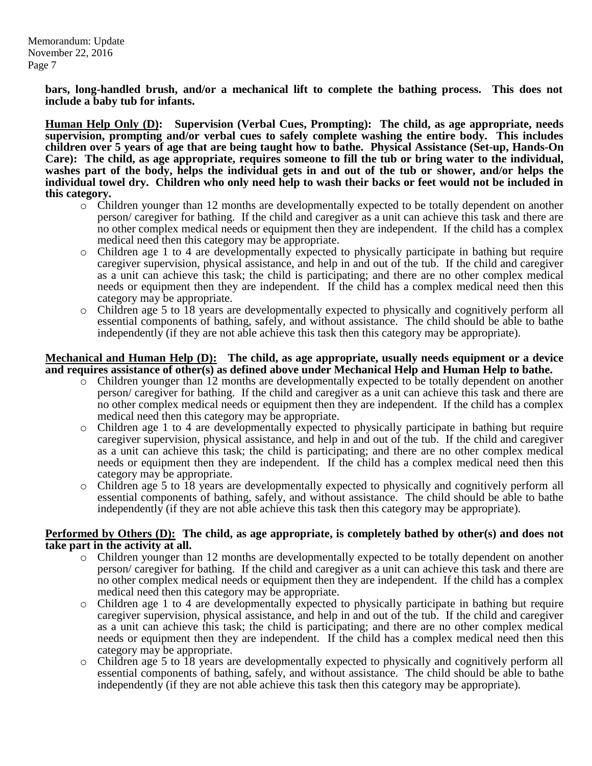**bars, long-handled brush, and/or a mechanical lift to complete the bathing process. This does not include a baby tub for infants.**

**<u>Human Help Only (D)</u>: Supervision (Verbal Cues, Prompting): The child, as age appropriate, needs supervision, prompting and/or verbal cues to safely complete washing the entire body. This includes children over 5 years of age that are being taught how to bathe. Physical Assistance (Set-up, Hands-On Care): The child, as age appropriate, requires someone to fill the tub or bring water to the individual, washes part of the body, helps the individual gets in and out of the tub or shower, and/or helps the individual towel dry. Children who only need help to wash their backs or feet would not be included in this category.**

- Children younger than 12 months are developmentally expected to be totally dependent on another person/ caregiver for bathing. If the child and caregiver as a unit can achieve this task and there are no other complex medical needs or equipment then they are independent. If the child has a complex medical need then this category may be appropriate.
- Children age 1 to 4 are developmentally expected to physically participate in bathing but require caregiver supervision, physical assistance, and help in and out of the tub. If the child and caregiver as a unit can achieve this task; the child is participating; and there are no other complex medical needs or equipment then they are independent. If the child has a complex medical need then this category may be appropriate.
- Children age 5 to 18 years are developmentally expected to physically and cognitively perform all essential components of bathing, safely, and without assistance. The child should be able to bathe independently (if they are not able achieve this task then this category may be appropriate).

**<u>Mechanical and Human Help (D)</u>: The child, as age appropriate, usually needs equipment or a device and requires assistance of other(s) as defined above under Mechanical Help and Human Help to bathe.**

- Children younger than 12 months are developmentally expected to be totally dependent on another person/ caregiver for bathing. If the child and caregiver as a unit can achieve this task and there are no other complex medical needs or equipment then they are independent. If the child has a complex medical need then this category may be appropriate.
- Children age 1 to 4 are developmentally expected to physically participate in bathing but require caregiver supervision, physical assistance, and help in and out of the tub. If the child and caregiver as a unit can achieve this task; the child is participating; and there are no other complex medical needs or equipment then they are independent. If the child has a complex medical need then this category may be appropriate.
- Children age 5 to 18 years are developmentally expected to physically and cognitively perform all essential components of bathing, safely, and without assistance. The child should be able to bathe independently (if they are not able achieve this task then this category may be appropriate).

**<u>Performed by Others (D)</u>: The child, as age appropriate, is completely bathed by other(s) and does not take part in the activity at all.**

- Children younger than 12 months are developmentally expected to be totally dependent on another person/ caregiver for bathing. If the child and caregiver as a unit can achieve this task and there are no other complex medical needs or equipment then they are independent. If the child has a complex medical need then this category may be appropriate.
- Children age 1 to 4 are developmentally expected to physically participate in bathing but require caregiver supervision, physical assistance, and help in and out of the tub. If the child and caregiver as a unit can achieve this task; the child is participating; and there are no other complex medical needs or equipment then they are independent. If the child has a complex medical need then this category may be appropriate.
- Children age 5 to 18 years are developmentally expected to physically and cognitively perform all essential components of bathing, safely, and without assistance. The child should be able to bathe independently (if they are not able achieve this task then this category may be appropriate).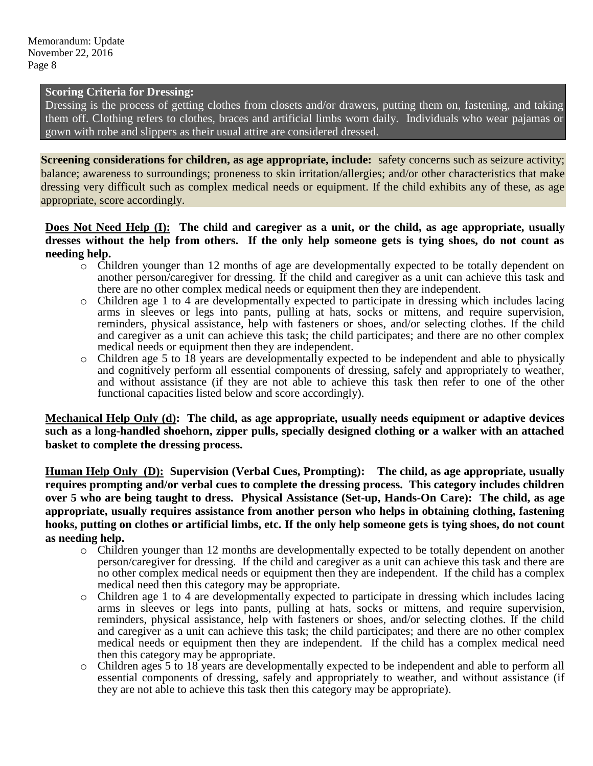**Scoring Criteria for Dressing:**
Dressing is the process of getting clothes from closets and/or drawers, putting them on, fastening, and taking them off. Clothing refers to clothes, braces and artificial limbs worn daily. Individuals who wear pajamas or gown with robe and slippers as their usual attire are considered dressed.

**Screening considerations for children, as age appropriate, include:** safety concerns such as seizure activity; balance; awareness to surroundings; proneness to skin irritation/allergies; and/or other characteristics that make dressing very difficult such as complex medical needs or equipment. If the child exhibits any of these, as age appropriate, score accordingly.

**<u>Does Not Need Help (I):</u> The child and caregiver as a unit, or the child, as age appropriate, usually dresses without the help from others. If the only help someone gets is tying shoes, do not count as needing help.**

- Children younger than 12 months of age are developmentally expected to be totally dependent on another person/caregiver for dressing. If the child and caregiver as a unit can achieve this task and there are no other complex medical needs or equipment then they are independent.
- Children age 1 to 4 are developmentally expected to participate in dressing which includes lacing arms in sleeves or legs into pants, pulling at hats, socks or mittens, and require supervision, reminders, physical assistance, help with fasteners or shoes, and/or selecting clothes. If the child and caregiver as a unit can achieve this task; the child participates; and there are no other complex medical needs or equipment then they are independent.
- Children age 5 to 18 years are developmentally expected to be independent and able to physically and cognitively perform all essential components of dressing, safely and appropriately to weather, and without assistance (if they are not able to achieve this task then refer to one of the other functional capacities listed below and score accordingly).

**<u>Mechanical Help Only (d)</u>: The child, as age appropriate, usually needs equipment or adaptive devices such as a long-handled shoehorn, zipper pulls, specially designed clothing or a walker with an attached basket to complete the dressing process.**

**<u>Human Help Only (D):</u> Supervision (Verbal Cues, Prompting): The child, as age appropriate, usually requires prompting and/or verbal cues to complete the dressing process. This category includes children over 5 who are being taught to dress. Physical Assistance (Set-up, Hands-On Care): The child, as age appropriate, usually requires assistance from another person who helps in obtaining clothing, fastening hooks, putting on clothes or artificial limbs, etc. If the only help someone gets is tying shoes, do not count as needing help.**

- Children younger than 12 months are developmentally expected to be totally dependent on another person/caregiver for dressing. If the child and caregiver as a unit can achieve this task and there are no other complex medical needs or equipment then they are independent. If the child has a complex medical need then this category may be appropriate.
- Children age 1 to 4 are developmentally expected to participate in dressing which includes lacing arms in sleeves or legs into pants, pulling at hats, socks or mittens, and require supervision, reminders, physical assistance, help with fasteners or shoes, and/or selecting clothes. If the child and caregiver as a unit can achieve this task; the child participates; and there are no other complex medical needs or equipment then they are independent. If the child has a complex medical need then this category may be appropriate.
- Children ages 5 to 18 years are developmentally expected to be independent and able to perform all essential components of dressing, safely and appropriately to weather, and without assistance (if they are not able to achieve this task then this category may be appropriate).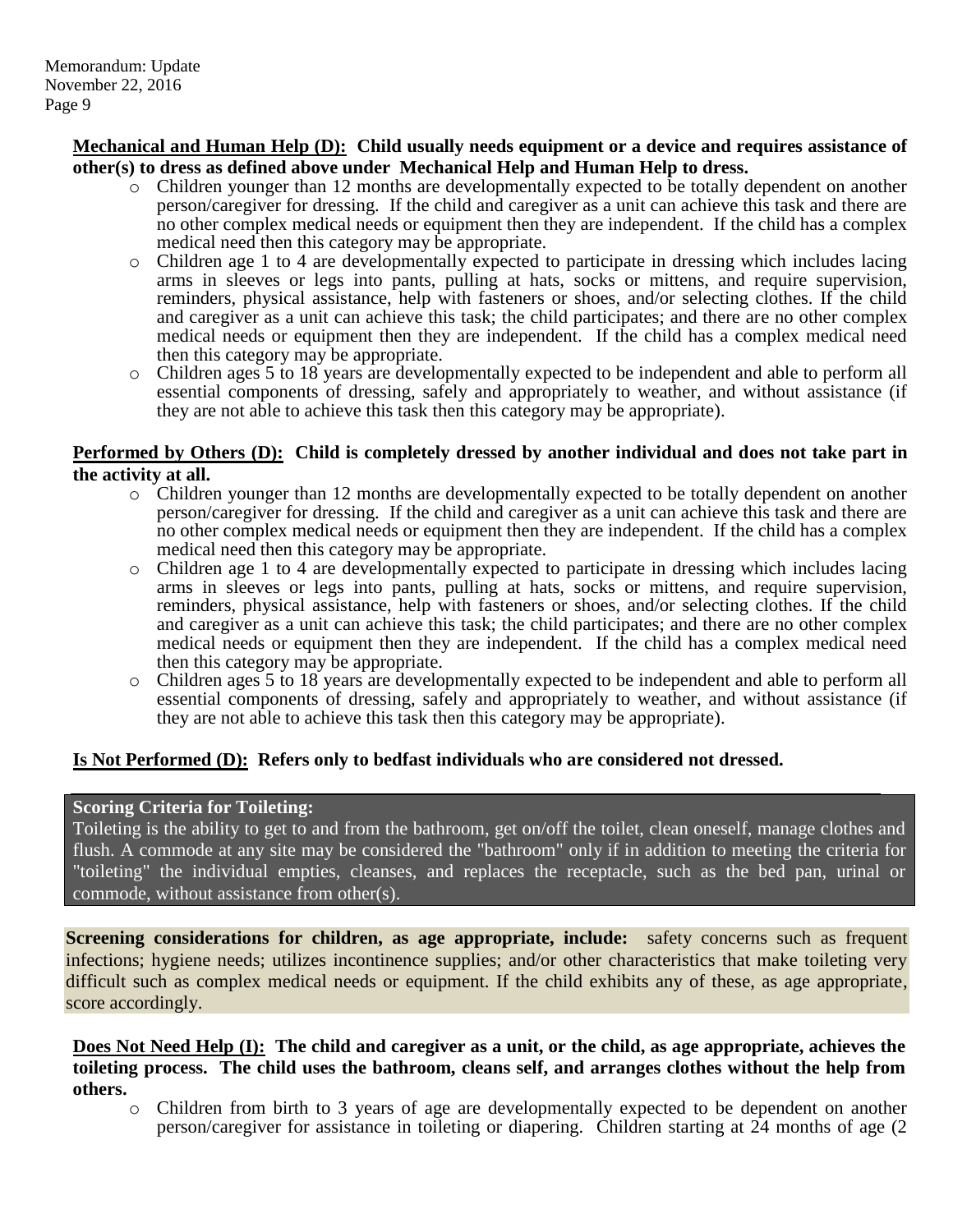**Mechanical and Human Help (D): Child usually needs equipment or a device and requires assistance of other(s) to dress as defined above under Mechanical Help and Human Help to dress.**

- Children younger than 12 months are developmentally expected to be totally dependent on another person/caregiver for dressing. If the child and caregiver as a unit can achieve this task and there are no other complex medical needs or equipment then they are independent. If the child has a complex medical need then this category may be appropriate.
- Children age 1 to 4 are developmentally expected to participate in dressing which includes lacing arms in sleeves or legs into pants, pulling at hats, socks or mittens, and require supervision, reminders, physical assistance, help with fasteners or shoes, and/or selecting clothes. If the child and caregiver as a unit can achieve this task; the child participates; and there are no other complex medical needs or equipment then they are independent. If the child has a complex medical need then this category may be appropriate.
- Children ages 5 to 18 years are developmentally expected to be independent and able to perform all essential components of dressing, safely and appropriately to weather, and without assistance (if they are not able to achieve this task then this category may be appropriate).

**Performed by Others (D): Child is completely dressed by another individual and does not take part in the activity at all.**

- Children younger than 12 months are developmentally expected to be totally dependent on another person/caregiver for dressing. If the child and caregiver as a unit can achieve this task and there are no other complex medical needs or equipment then they are independent. If the child has a complex medical need then this category may be appropriate.
- Children age 1 to 4 are developmentally expected to participate in dressing which includes lacing arms in sleeves or legs into pants, pulling at hats, socks or mittens, and require supervision, reminders, physical assistance, help with fasteners or shoes, and/or selecting clothes. If the child and caregiver as a unit can achieve this task; the child participates; and there are no other complex medical needs or equipment then they are independent. If the child has a complex medical need then this category may be appropriate.
- Children ages 5 to 18 years are developmentally expected to be independent and able to perform all essential components of dressing, safely and appropriately to weather, and without assistance (if they are not able to achieve this task then this category may be appropriate).

**Is Not Performed (D): Refers only to bedfast individuals who are considered not dressed.**

**Scoring Criteria for Toileting:**

Toileting is the ability to get to and from the bathroom, get on/off the toilet, clean oneself, manage clothes and flush. A commode at any site may be considered the "bathroom" only if in addition to meeting the criteria for "toileting" the individual empties, cleanses, and replaces the receptacle, such as the bed pan, urinal or commode, without assistance from other(s).

**Screening considerations for children, as age appropriate, include:** safety concerns such as frequent infections; hygiene needs; utilizes incontinence supplies; and/or other characteristics that make toileting very difficult such as complex medical needs or equipment. If the child exhibits any of these, as age appropriate, score accordingly.

**Does Not Need Help (I): The child and caregiver as a unit, or the child, as age appropriate, achieves the toileting process. The child uses the bathroom, cleans self, and arranges clothes without the help from others.**

- Children from birth to 3 years of age are developmentally expected to be dependent on another person/caregiver for assistance in toileting or diapering. Children starting at 24 months of age (2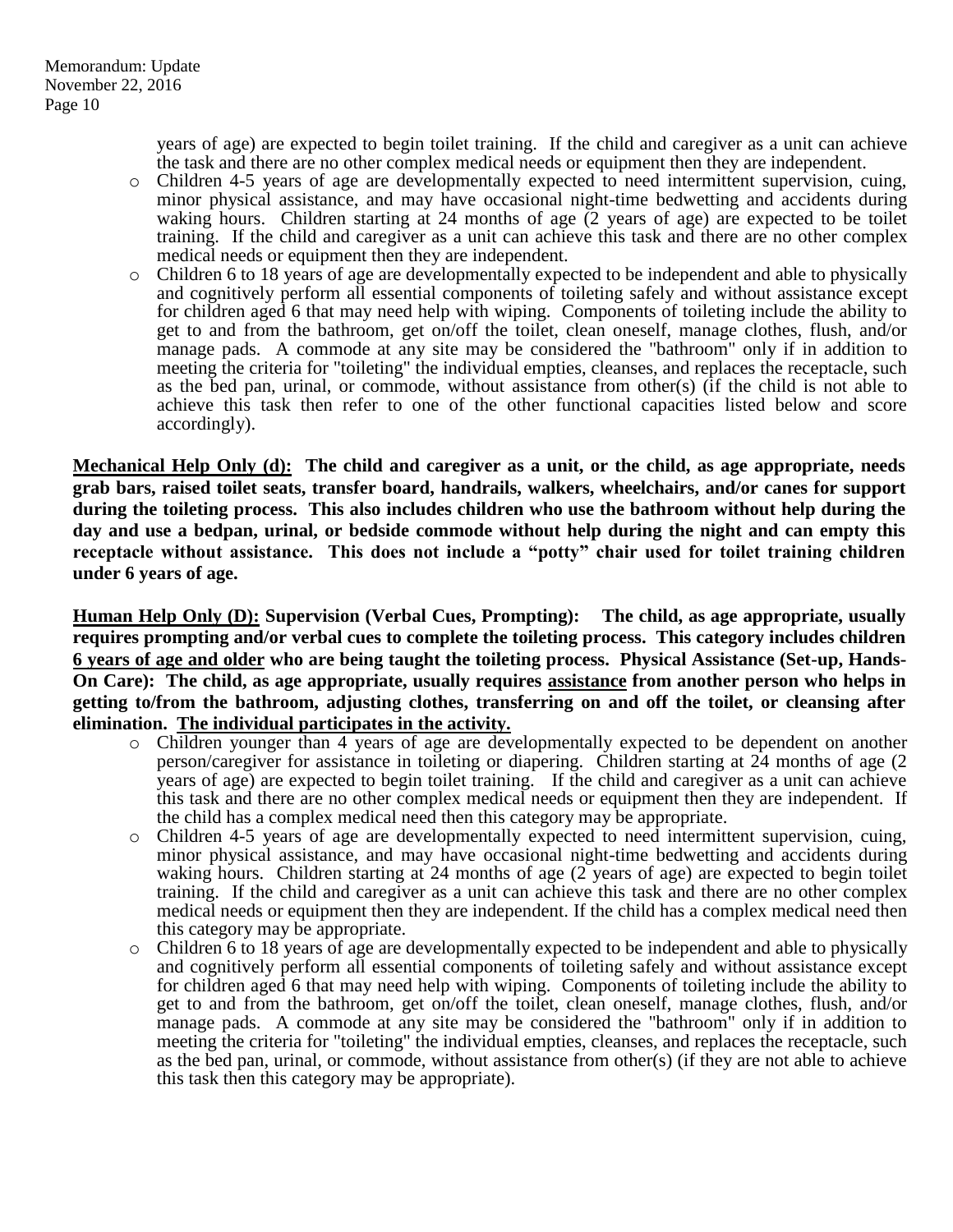years of age) are expected to begin toilet training. If the child and caregiver as a unit can achieve the task and there are no other complex medical needs or equipment then they are independent.

- Children 4-5 years of age are developmentally expected to need intermittent supervision, cuing, minor physical assistance, and may have occasional night-time bedwetting and accidents during waking hours. Children starting at 24 months of age (2 years of age) are expected to be toilet training. If the child and caregiver as a unit can achieve this task and there are no other complex medical needs or equipment then they are independent.
- Children 6 to 18 years of age are developmentally expected to be independent and able to physically and cognitively perform all essential components of toileting safely and without assistance except for children aged 6 that may need help with wiping. Components of toileting include the ability to get to and from the bathroom, get on/off the toilet, clean oneself, manage clothes, flush, and/or manage pads. A commode at any site may be considered the "bathroom" only if in addition to meeting the criteria for "toileting" the individual empties, cleanses, and replaces the receptacle, such as the bed pan, urinal, or commode, without assistance from other(s) (if the child is not able to achieve this task then refer to one of the other functional capacities listed below and score accordingly).

**<u>Mechanical Help Only (d):</u> The child and caregiver as a unit, or the child, as age appropriate, needs grab bars, raised toilet seats, transfer board, handrails, walkers, wheelchairs, and/or canes for support during the toileting process. This also includes children who use the bathroom without help during the day and use a bedpan, urinal, or bedside commode without help during the night and can empty this receptacle without assistance. This does not include a "potty" chair used for toilet training children under 6 years of age.**

**<u>Human Help Only (D):</u> Supervision (Verbal Cues, Prompting): The child, as age appropriate, usually requires prompting and/or verbal cues to complete the toileting process. This category includes children <u>6 years of age and older</u> who are being taught the toileting process. Physical Assistance (Set-up, Hands-On Care): The child, as age appropriate, usually requires <u>assistance</u> from another person who helps in getting to/from the bathroom, adjusting clothes, transferring on and off the toilet, or cleansing after elimination. <u>The individual participates in the activity.</u>**

- Children younger than 4 years of age are developmentally expected to be dependent on another person/caregiver for assistance in toileting or diapering. Children starting at 24 months of age (2 years of age) are expected to begin toilet training. If the child and caregiver as a unit can achieve this task and there are no other complex medical needs or equipment then they are independent. If the child has a complex medical need then this category may be appropriate.
- Children 4-5 years of age are developmentally expected to need intermittent supervision, cuing, minor physical assistance, and may have occasional night-time bedwetting and accidents during waking hours. Children starting at 24 months of age (2 years of age) are expected to begin toilet training. If the child and caregiver as a unit can achieve this task and there are no other complex medical needs or equipment then they are independent. If the child has a complex medical need then this category may be appropriate.
- Children 6 to 18 years of age are developmentally expected to be independent and able to physically and cognitively perform all essential components of toileting safely and without assistance except for children aged 6 that may need help with wiping. Components of toileting include the ability to get to and from the bathroom, get on/off the toilet, clean oneself, manage clothes, flush, and/or manage pads. A commode at any site may be considered the "bathroom" only if in addition to meeting the criteria for "toileting" the individual empties, cleanses, and replaces the receptacle, such as the bed pan, urinal, or commode, without assistance from other(s) (if they are not able to achieve this task then this category may be appropriate).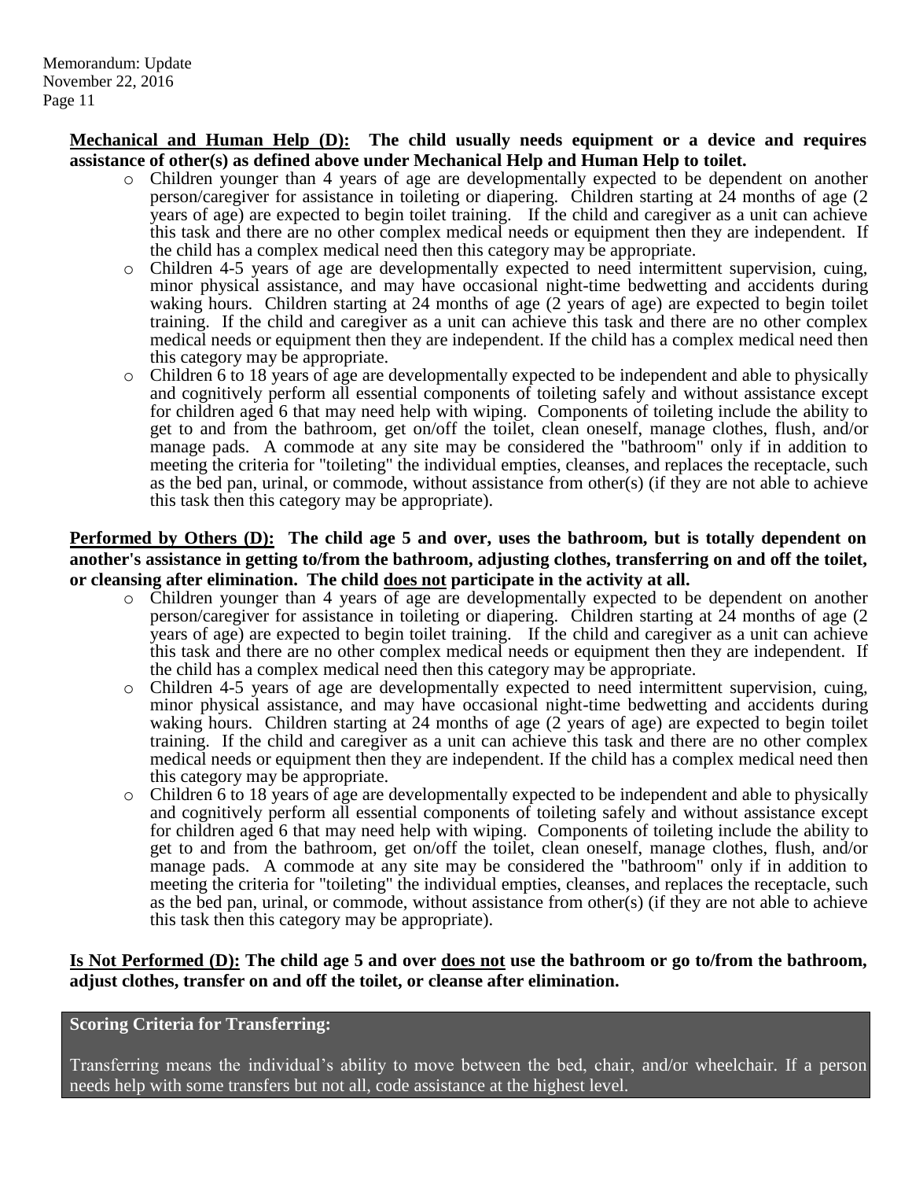**<u>Mechanical and Human Help (D):</u> The child usually needs equipment or a device and requires assistance of other(s) as defined above under Mechanical Help and Human Help to toilet.**

- Children younger than 4 years of age are developmentally expected to be dependent on another person/caregiver for assistance in toileting or diapering. Children starting at 24 months of age (2 years of age) are expected to begin toilet training. If the child and caregiver as a unit can achieve this task and there are no other complex medical needs or equipment then they are independent. If the child has a complex medical need then this category may be appropriate.
- Children 4-5 years of age are developmentally expected to need intermittent supervision, cuing, minor physical assistance, and may have occasional night-time bedwetting and accidents during waking hours. Children starting at 24 months of age (2 years of age) are expected to begin toilet training. If the child and caregiver as a unit can achieve this task and there are no other complex medical needs or equipment then they are independent. If the child has a complex medical need then this category may be appropriate.
- Children 6 to 18 years of age are developmentally expected to be independent and able to physically and cognitively perform all essential components of toileting safely and without assistance except for children aged 6 that may need help with wiping. Components of toileting include the ability to get to and from the bathroom, get on/off the toilet, clean oneself, manage clothes, flush, and/or manage pads. A commode at any site may be considered the "bathroom" only if in addition to meeting the criteria for "toileting" the individual empties, cleanses, and replaces the receptacle, such as the bed pan, urinal, or commode, without assistance from other(s) (if they are not able to achieve this task then this category may be appropriate).

**<u>Performed by Others (D):</u> The child age 5 and over, uses the bathroom, but is totally dependent on another's assistance in getting to/from the bathroom, adjusting clothes, transferring on and off the toilet, or cleansing after elimination. The child <u>does not</u> participate in the activity at all.**

- Children younger than 4 years of age are developmentally expected to be dependent on another person/caregiver for assistance in toileting or diapering. Children starting at 24 months of age (2 years of age) are expected to begin toilet training. If the child and caregiver as a unit can achieve this task and there are no other complex medical needs or equipment then they are independent. If the child has a complex medical need then this category may be appropriate.
- Children 4-5 years of age are developmentally expected to need intermittent supervision, cuing, minor physical assistance, and may have occasional night-time bedwetting and accidents during waking hours. Children starting at 24 months of age (2 years of age) are expected to begin toilet training. If the child and caregiver as a unit can achieve this task and there are no other complex medical needs or equipment then they are independent. If the child has a complex medical need then this category may be appropriate.
- Children 6 to 18 years of age are developmentally expected to be independent and able to physically and cognitively perform all essential components of toileting safely and without assistance except for children aged 6 that may need help with wiping. Components of toileting include the ability to get to and from the bathroom, get on/off the toilet, clean oneself, manage clothes, flush, and/or manage pads. A commode at any site may be considered the "bathroom" only if in addition to meeting the criteria for "toileting" the individual empties, cleanses, and replaces the receptacle, such as the bed pan, urinal, or commode, without assistance from other(s) (if they are not able to achieve this task then this category may be appropriate).

**<u>Is Not Performed (D):</u> The child age 5 and over <u>does not</u> use the bathroom or go to/from the bathroom, adjust clothes, transfer on and off the toilet, or cleanse after elimination.**

**Scoring Criteria for Transferring:**

Transferring means the individual's ability to move between the bed, chair, and/or wheelchair. If a person needs help with some transfers but not all, code assistance at the highest level.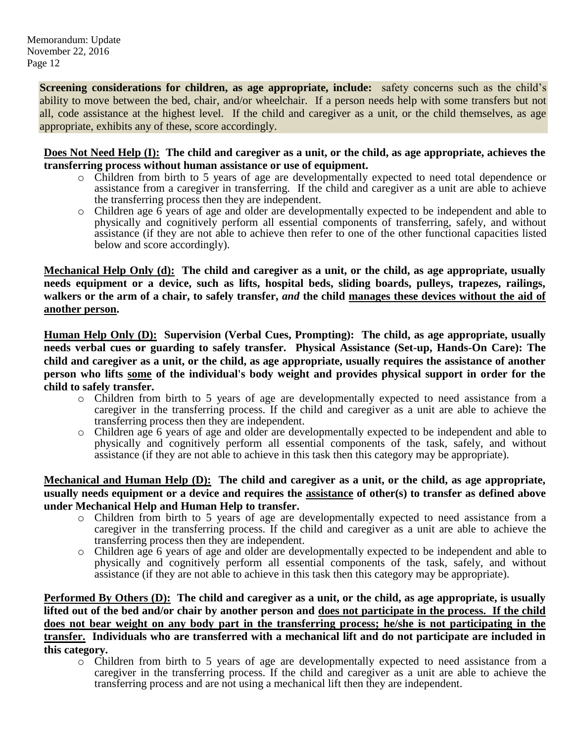**Screening considerations for children, as age appropriate, include:** safety concerns such as the child's ability to move between the bed, chair, and/or wheelchair. If a person needs help with some transfers but not all, code assistance at the highest level. If the child and caregiver as a unit, or the child themselves, as age appropriate, exhibits any of these, score accordingly.

**Does Not Need Help (I): The child and caregiver as a unit, or the child, as age appropriate, achieves the transferring process without human assistance or use of equipment.**

- Children from birth to 5 years of age are developmentally expected to need total dependence or assistance from a caregiver in transferring. If the child and caregiver as a unit are able to achieve the transferring process then they are independent.
- Children age 6 years of age and older are developmentally expected to be independent and able to physically and cognitively perform all essential components of transferring, safely, and without assistance (if they are not able to achieve then refer to one of the other functional capacities listed below and score accordingly).

**Mechanical Help Only (d): The child and caregiver as a unit, or the child, as age appropriate, usually needs equipment or a device, such as lifts, hospital beds, sliding boards, pulleys, trapezes, railings, walkers or the arm of a chair, to safely transfer, *and* the child manages these devices without the aid of another person.**

**Human Help Only (D): Supervision (Verbal Cues, Prompting): The child, as age appropriate, usually needs verbal cues or guarding to safely transfer. Physical Assistance (Set-up, Hands-On Care): The child and caregiver as a unit, or the child, as age appropriate, usually requires the assistance of another person who lifts some of the individual's body weight and provides physical support in order for the child to safely transfer.**

- Children from birth to 5 years of age are developmentally expected to need assistance from a caregiver in the transferring process. If the child and caregiver as a unit are able to achieve the transferring process then they are independent.
- Children age 6 years of age and older are developmentally expected to be independent and able to physically and cognitively perform all essential components of the task, safely, and without assistance (if they are not able to achieve in this task then this category may be appropriate).

**Mechanical and Human Help (D): The child and caregiver as a unit, or the child, as age appropriate, usually needs equipment or a device and requires the assistance of other(s) to transfer as defined above under Mechanical Help and Human Help to transfer.**

- Children from birth to 5 years of age are developmentally expected to need assistance from a caregiver in the transferring process. If the child and caregiver as a unit are able to achieve the transferring process then they are independent.
- Children age 6 years of age and older are developmentally expected to be independent and able to physically and cognitively perform all essential components of the task, safely, and without assistance (if they are not able to achieve in this task then this category may be appropriate).

**Performed By Others (D): The child and caregiver as a unit, or the child, as age appropriate, is usually lifted out of the bed and/or chair by another person and does not participate in the process. If the child does not bear weight on any body part in the transferring process; he/she is not participating in the transfer. Individuals who are transferred with a mechanical lift and do not participate are included in this category.**

- Children from birth to 5 years of age are developmentally expected to need assistance from a caregiver in the transferring process. If the child and caregiver as a unit are able to achieve the transferring process and are not using a mechanical lift then they are independent.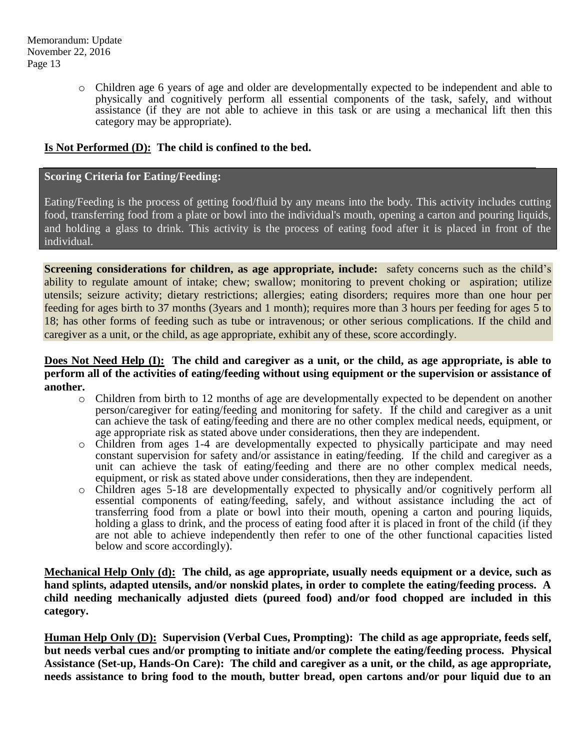- Children age 6 years of age and older are developmentally expected to be independent and able to physically and cognitively perform all essential components of the task, safely, and without assistance (if they are not able to achieve in this task or are using a mechanical lift then this category may be appropriate).

**Is Not Performed (D): The child is confined to the bed.**

**Scoring Criteria for Eating/Feeding:**

Eating/Feeding is the process of getting food/fluid by any means into the body. This activity includes cutting food, transferring food from a plate or bowl into the individual's mouth, opening a carton and pouring liquids, and holding a glass to drink. This activity is the process of eating food after it is placed in front of the individual.

**Screening considerations for children, as age appropriate, include:** safety concerns such as the child's ability to regulate amount of intake; chew; swallow; monitoring to prevent choking or aspiration; utilize utensils; seizure activity; dietary restrictions; allergies; eating disorders; requires more than one hour per feeding for ages birth to 37 months (3years and 1 month); requires more than 3 hours per feeding for ages 5 to 18; has other forms of feeding such as tube or intravenous; or other serious complications. If the child and caregiver as a unit, or the child, as age appropriate, exhibit any of these, score accordingly.

**Does Not Need Help (I): The child and caregiver as a unit, or the child, as age appropriate, is able to perform all of the activities of eating/feeding without using equipment or the supervision or assistance of another.**

- Children from birth to 12 months of age are developmentally expected to be dependent on another person/caregiver for eating/feeding and monitoring for safety. If the child and caregiver as a unit can achieve the task of eating/feeding and there are no other complex medical needs, equipment, or age appropriate risk as stated above under considerations, then they are independent.
- Children from ages 1-4 are developmentally expected to physically participate and may need constant supervision for safety and/or assistance in eating/feeding. If the child and caregiver as a unit can achieve the task of eating/feeding and there are no other complex medical needs, equipment, or risk as stated above under considerations, then they are independent.
- Children ages 5-18 are developmentally expected to physically and/or cognitively perform all essential components of eating/feeding, safely, and without assistance including the act of transferring food from a plate or bowl into their mouth, opening a carton and pouring liquids, holding a glass to drink, and the process of eating food after it is placed in front of the child (if they are not able to achieve independently then refer to one of the other functional capacities listed below and score accordingly).

**Mechanical Help Only (d): The child, as age appropriate, usually needs equipment or a device, such as hand splints, adapted utensils, and/or nonskid plates, in order to complete the eating/feeding process. A child needing mechanically adjusted diets (pureed food) and/or food chopped are included in this category.**

**Human Help Only (D): Supervision (Verbal Cues, Prompting): The child as age appropriate, feeds self, but needs verbal cues and/or prompting to initiate and/or complete the eating/feeding process. Physical Assistance (Set-up, Hands-On Care): The child and caregiver as a unit, or the child, as age appropriate, needs assistance to bring food to the mouth, butter bread, open cartons and/or pour liquid due to an**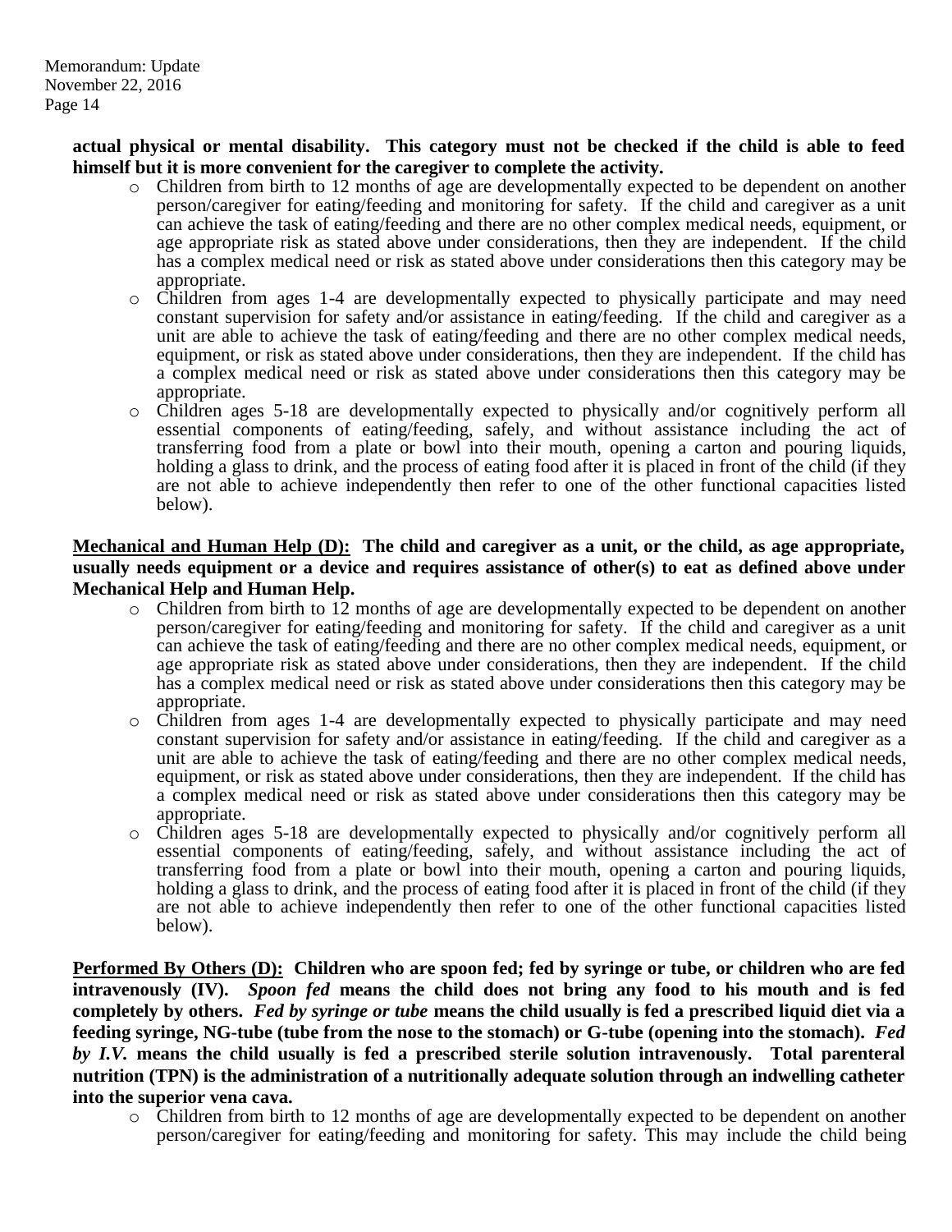**actual physical or mental disability. This category must not be checked if the child is able to feed himself but it is more convenient for the caregiver to complete the activity.**

- Children from birth to 12 months of age are developmentally expected to be dependent on another person/caregiver for eating/feeding and monitoring for safety. If the child and caregiver as a unit can achieve the task of eating/feeding and there are no other complex medical needs, equipment, or age appropriate risk as stated above under considerations, then they are independent. If the child has a complex medical need or risk as stated above under considerations then this category may be appropriate.
- Children from ages 1-4 are developmentally expected to physically participate and may need constant supervision for safety and/or assistance in eating/feeding. If the child and caregiver as a unit are able to achieve the task of eating/feeding and there are no other complex medical needs, equipment, or risk as stated above under considerations, then they are independent. If the child has a complex medical need or risk as stated above under considerations then this category may be appropriate.
- Children ages 5-18 are developmentally expected to physically and/or cognitively perform all essential components of eating/feeding, safely, and without assistance including the act of transferring food from a plate or bowl into their mouth, opening a carton and pouring liquids, holding a glass to drink, and the process of eating food after it is placed in front of the child (if they are not able to achieve independently then refer to one of the other functional capacities listed below).

**<u>Mechanical and Human Help (D):</u> The child and caregiver as a unit, or the child, as age appropriate, usually needs equipment or a device and requires assistance of other(s) to eat as defined above under Mechanical Help and Human Help.**

- Children from birth to 12 months of age are developmentally expected to be dependent on another person/caregiver for eating/feeding and monitoring for safety. If the child and caregiver as a unit can achieve the task of eating/feeding and there are no other complex medical needs, equipment, or age appropriate risk as stated above under considerations, then they are independent. If the child has a complex medical need or risk as stated above under considerations then this category may be appropriate.
- Children from ages 1-4 are developmentally expected to physically participate and may need constant supervision for safety and/or assistance in eating/feeding. If the child and caregiver as a unit are able to achieve the task of eating/feeding and there are no other complex medical needs, equipment, or risk as stated above under considerations, then they are independent. If the child has a complex medical need or risk as stated above under considerations then this category may be appropriate.
- Children ages 5-18 are developmentally expected to physically and/or cognitively perform all essential components of eating/feeding, safely, and without assistance including the act of transferring food from a plate or bowl into their mouth, opening a carton and pouring liquids, holding a glass to drink, and the process of eating food after it is placed in front of the child (if they are not able to achieve independently then refer to one of the other functional capacities listed below).

**<u>Performed By Others (D):</u> Children who are spoon fed; fed by syringe or tube, or children who are fed intravenously (IV).** ***Spoon fed*** **means the child does not bring any food to his mouth and is fed completely by others.** ***Fed by syringe or tube*** **means the child usually is fed a prescribed liquid diet via a feeding syringe, NG-tube (tube from the nose to the stomach) or G-tube (opening into the stomach).** ***Fed by I.V.*** **means the child usually is fed a prescribed sterile solution intravenously. Total parenteral nutrition (TPN) is the administration of a nutritionally adequate solution through an indwelling catheter into the superior vena cava.**

- Children from birth to 12 months of age are developmentally expected to be dependent on another person/caregiver for eating/feeding and monitoring for safety. This may include the child being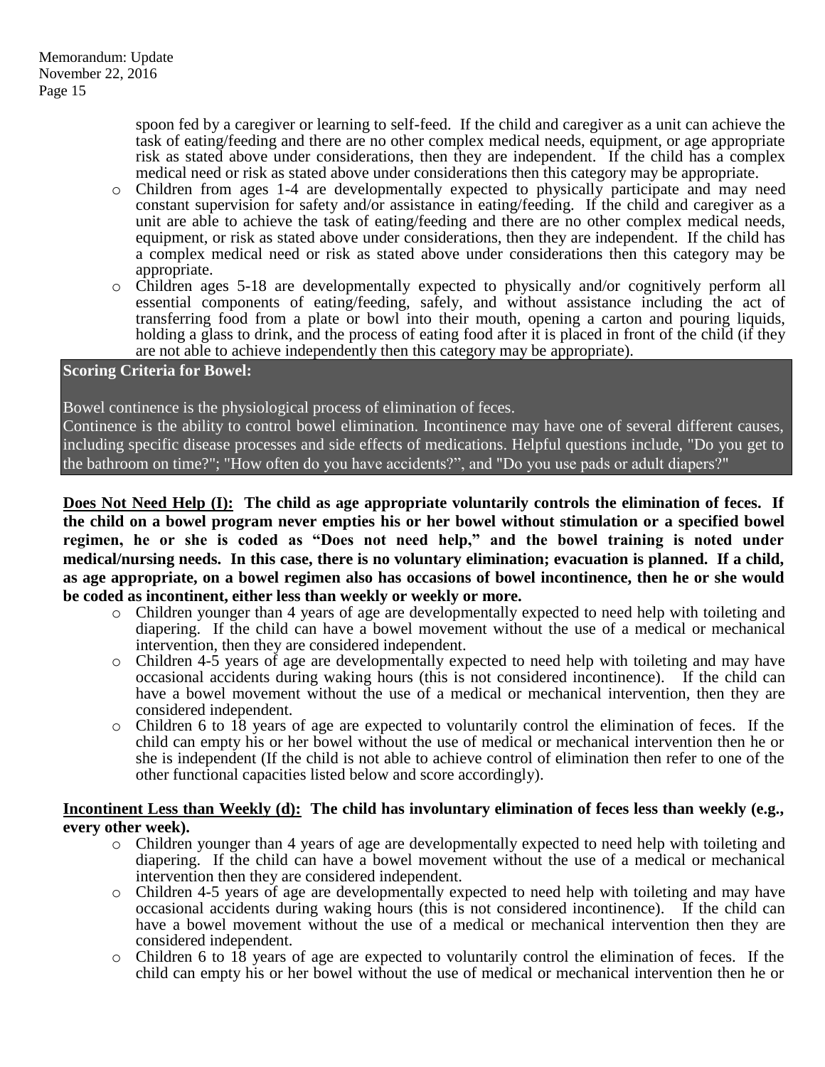spoon fed by a caregiver or learning to self-feed. If the child and caregiver as a unit can achieve the task of eating/feeding and there are no other complex medical needs, equipment, or age appropriate risk as stated above under considerations, then they are independent. If the child has a complex medical need or risk as stated above under considerations then this category may be appropriate.

- Children from ages 1-4 are developmentally expected to physically participate and may need constant supervision for safety and/or assistance in eating/feeding. If the child and caregiver as a unit are able to achieve the task of eating/feeding and there are no other complex medical needs, equipment, or risk as stated above under considerations, then they are independent. If the child has a complex medical need or risk as stated above under considerations then this category may be appropriate.
- Children ages 5-18 are developmentally expected to physically and/or cognitively perform all essential components of eating/feeding, safely, and without assistance including the act of transferring food from a plate or bowl into their mouth, opening a carton and pouring liquids, holding a glass to drink, and the process of eating food after it is placed in front of the child (if they are not able to achieve independently then this category may be appropriate).

**Scoring Criteria for Bowel:**

Bowel continence is the physiological process of elimination of feces.
Continence is the ability to control bowel elimination. Incontinence may have one of several different causes, including specific disease processes and side effects of medications. Helpful questions include, "Do you get to the bathroom on time?"; "How often do you have accidents?", and "Do you use pads or adult diapers?"

**Does Not Need Help (I): The child as age appropriate voluntarily controls the elimination of feces. If the child on a bowel program never empties his or her bowel without stimulation or a specified bowel regimen, he or she is coded as "Does not need help," and the bowel training is noted under medical/nursing needs. In this case, there is no voluntary elimination; evacuation is planned. If a child, as age appropriate, on a bowel regimen also has occasions of bowel incontinence, then he or she would be coded as incontinent, either less than weekly or weekly or more.**

- Children younger than 4 years of age are developmentally expected to need help with toileting and diapering. If the child can have a bowel movement without the use of a medical or mechanical intervention, then they are considered independent.
- Children 4-5 years of age are developmentally expected to need help with toileting and may have occasional accidents during waking hours (this is not considered incontinence). If the child can have a bowel movement without the use of a medical or mechanical intervention, then they are considered independent.
- Children 6 to 18 years of age are expected to voluntarily control the elimination of feces. If the child can empty his or her bowel without the use of medical or mechanical intervention then he or she is independent (If the child is not able to achieve control of elimination then refer to one of the other functional capacities listed below and score accordingly).

**Incontinent Less than Weekly (d): The child has involuntary elimination of feces less than weekly (e.g., every other week).**

- Children younger than 4 years of age are developmentally expected to need help with toileting and diapering. If the child can have a bowel movement without the use of a medical or mechanical intervention then they are considered independent.
- Children 4-5 years of age are developmentally expected to need help with toileting and may have occasional accidents during waking hours (this is not considered incontinence). If the child can have a bowel movement without the use of a medical or mechanical intervention then they are considered independent.
- Children 6 to 18 years of age are expected to voluntarily control the elimination of feces. If the child can empty his or her bowel without the use of medical or mechanical intervention then he or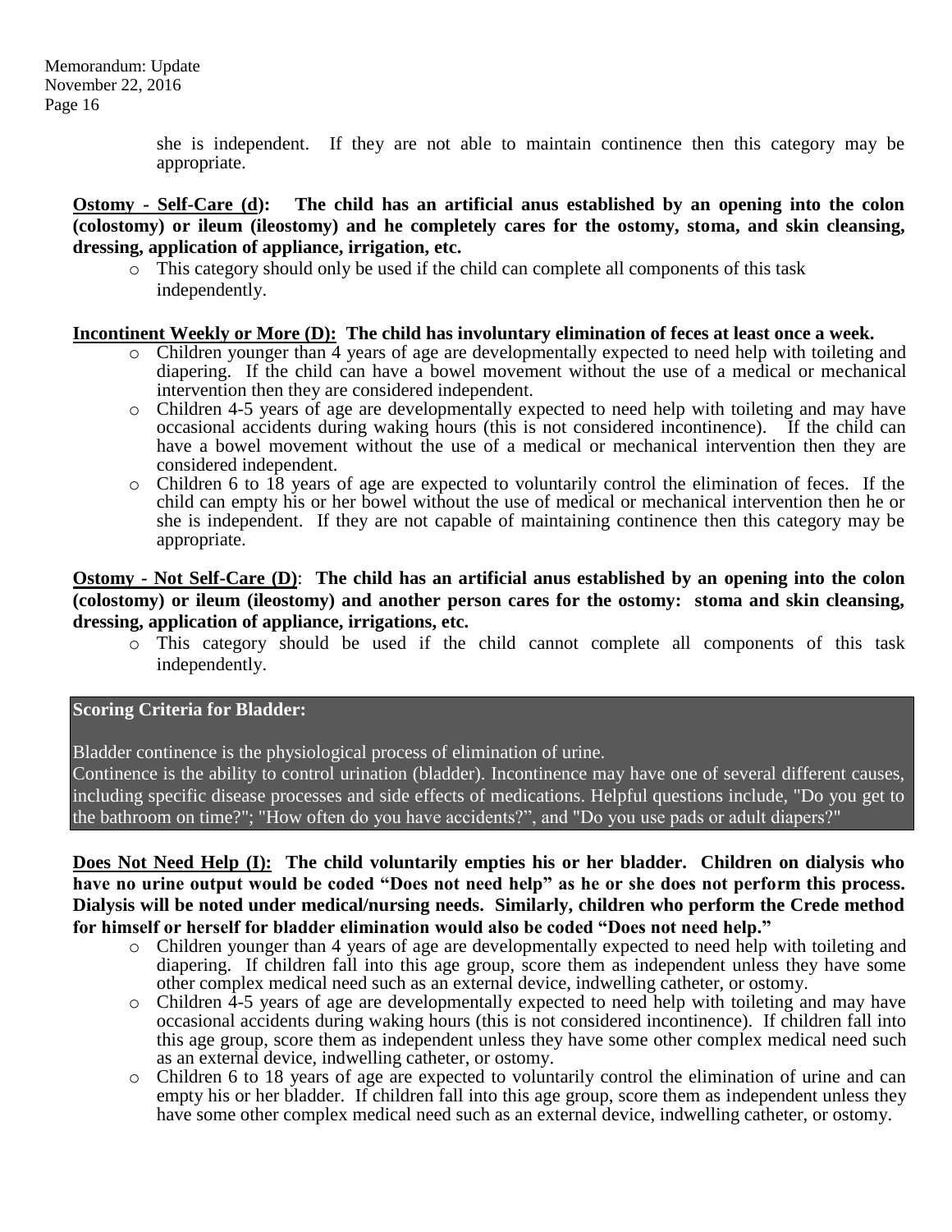she is independent. If they are not able to maintain continence then this category may be appropriate.

**Ostomy - Self-Care (d): The child has an artificial anus established by an opening into the colon (colostomy) or ileum (ileostomy) and he completely cares for the ostomy, stoma, and skin cleansing, dressing, application of appliance, irrigation, etc.**

- This category should only be used if the child can complete all components of this task independently.

**Incontinent Weekly or More (D): The child has involuntary elimination of feces at least once a week.**

- Children younger than 4 years of age are developmentally expected to need help with toileting and diapering. If the child can have a bowel movement without the use of a medical or mechanical intervention then they are considered independent.
- Children 4-5 years of age are developmentally expected to need help with toileting and may have occasional accidents during waking hours (this is not considered incontinence). If the child can have a bowel movement without the use of a medical or mechanical intervention then they are considered independent.
- Children 6 to 18 years of age are expected to voluntarily control the elimination of feces. If the child can empty his or her bowel without the use of medical or mechanical intervention then he or she is independent. If they are not capable of maintaining continence then this category may be appropriate.

**Ostomy - Not Self-Care (D): The child has an artificial anus established by an opening into the colon (colostomy) or ileum (ileostomy) and another person cares for the ostomy: stoma and skin cleansing, dressing, application of appliance, irrigations, etc.**

- This category should be used if the child cannot complete all components of this task independently.

**Scoring Criteria for Bladder:**

Bladder continence is the physiological process of elimination of urine.
Continence is the ability to control urination (bladder). Incontinence may have one of several different causes, including specific disease processes and side effects of medications. Helpful questions include, "Do you get to the bathroom on time?"; "How often do you have accidents?", and "Do you use pads or adult diapers?"

**Does Not Need Help (I): The child voluntarily empties his or her bladder. Children on dialysis who have no urine output would be coded "Does not need help" as he or she does not perform this process. Dialysis will be noted under medical/nursing needs. Similarly, children who perform the Crede method for himself or herself for bladder elimination would also be coded "Does not need help."**

- Children younger than 4 years of age are developmentally expected to need help with toileting and diapering. If children fall into this age group, score them as independent unless they have some other complex medical need such as an external device, indwelling catheter, or ostomy.
- Children 4-5 years of age are developmentally expected to need help with toileting and may have occasional accidents during waking hours (this is not considered incontinence). If children fall into this age group, score them as independent unless they have some other complex medical need such as an external device, indwelling catheter, or ostomy.
- Children 6 to 18 years of age are expected to voluntarily control the elimination of urine and can empty his or her bladder. If children fall into this age group, score them as independent unless they have some other complex medical need such as an external device, indwelling catheter, or ostomy.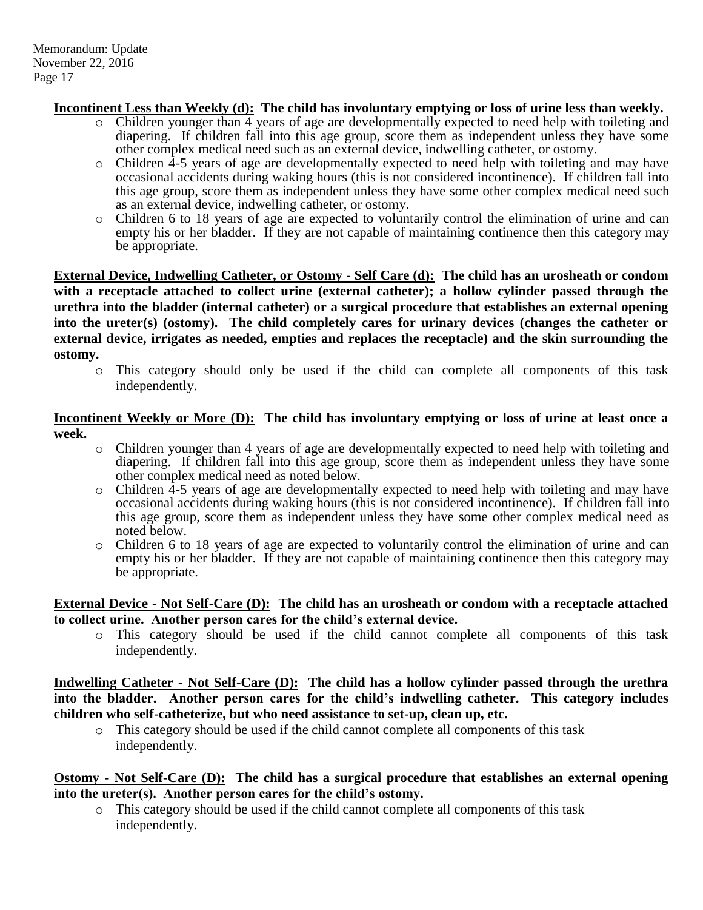**Incontinent Less than Weekly (d): The child has involuntary emptying or loss of urine less than weekly.**

- Children younger than 4 years of age are developmentally expected to need help with toileting and diapering. If children fall into this age group, score them as independent unless they have some other complex medical need such as an external device, indwelling catheter, or ostomy.
- Children 4-5 years of age are developmentally expected to need help with toileting and may have occasional accidents during waking hours (this is not considered incontinence). If children fall into this age group, score them as independent unless they have some other complex medical need such as an external device, indwelling catheter, or ostomy.
- Children 6 to 18 years of age are expected to voluntarily control the elimination of urine and can empty his or her bladder. If they are not capable of maintaining continence then this category may be appropriate.

**External Device, Indwelling Catheter, or Ostomy - Self Care (d): The child has an urosheath or condom with a receptacle attached to collect urine (external catheter); a hollow cylinder passed through the urethra into the bladder (internal catheter) or a surgical procedure that establishes an external opening into the ureter(s) (ostomy). The child completely cares for urinary devices (changes the catheter or external device, irrigates as needed, empties and replaces the receptacle) and the skin surrounding the ostomy.**

- This category should only be used if the child can complete all components of this task independently.

**Incontinent Weekly or More (D): The child has involuntary emptying or loss of urine at least once a week.**

- Children younger than 4 years of age are developmentally expected to need help with toileting and diapering. If children fall into this age group, score them as independent unless they have some other complex medical need as noted below.
- Children 4-5 years of age are developmentally expected to need help with toileting and may have occasional accidents during waking hours (this is not considered incontinence). If children fall into this age group, score them as independent unless they have some other complex medical need as noted below.
- Children 6 to 18 years of age are expected to voluntarily control the elimination of urine and can empty his or her bladder. If they are not capable of maintaining continence then this category may be appropriate.

**External Device - Not Self-Care (D): The child has an urosheath or condom with a receptacle attached to collect urine. Another person cares for the child's external device.**

- This category should be used if the child cannot complete all components of this task independently.

**Indwelling Catheter - Not Self-Care (D): The child has a hollow cylinder passed through the urethra into the bladder. Another person cares for the child's indwelling catheter. This category includes children who self-catheterize, but who need assistance to set-up, clean up, etc.**

- This category should be used if the child cannot complete all components of this task independently.

**Ostomy - Not Self-Care (D): The child has a surgical procedure that establishes an external opening into the ureter(s). Another person cares for the child's ostomy.**

- This category should be used if the child cannot complete all components of this task independently.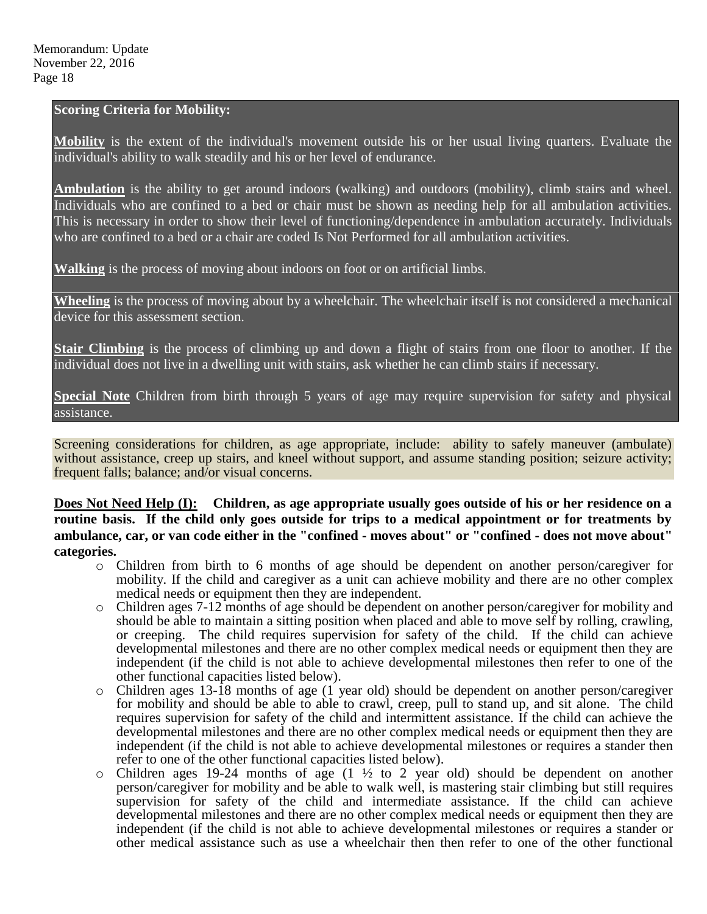**Scoring Criteria for Mobility:**

**Mobility** is the extent of the individual's movement outside his or her usual living quarters. Evaluate the individual's ability to walk steadily and his or her level of endurance.

**Ambulation** is the ability to get around indoors (walking) and outdoors (mobility), climb stairs and wheel. Individuals who are confined to a bed or chair must be shown as needing help for all ambulation activities. This is necessary in order to show their level of functioning/dependence in ambulation accurately. Individuals who are confined to a bed or a chair are coded Is Not Performed for all ambulation activities.

**Walking** is the process of moving about indoors on foot or on artificial limbs.

**Wheeling** is the process of moving about by a wheelchair. The wheelchair itself is not considered a mechanical device for this assessment section.

**Stair Climbing** is the process of climbing up and down a flight of stairs from one floor to another. If the individual does not live in a dwelling unit with stairs, ask whether he can climb stairs if necessary.

**Special Note** Children from birth through 5 years of age may require supervision for safety and physical assistance.

Screening considerations for children, as age appropriate, include: ability to safely maneuver (ambulate) without assistance, creep up stairs, and kneel without support, and assume standing position; seizure activity; frequent falls; balance; and/or visual concerns.

**Does Not Need Help (I): Children, as age appropriate usually goes outside of his or her residence on a routine basis. If the child only goes outside for trips to a medical appointment or for treatments by ambulance, car, or van code either in the "confined - moves about" or "confined - does not move about" categories.**

- Children from birth to 6 months of age should be dependent on another person/caregiver for mobility. If the child and caregiver as a unit can achieve mobility and there are no other complex medical needs or equipment then they are independent.
- Children ages 7-12 months of age should be dependent on another person/caregiver for mobility and should be able to maintain a sitting position when placed and able to move self by rolling, crawling, or creeping. The child requires supervision for safety of the child. If the child can achieve developmental milestones and there are no other complex medical needs or equipment then they are independent (if the child is not able to achieve developmental milestones then refer to one of the other functional capacities listed below).
- Children ages 13-18 months of age (1 year old) should be dependent on another person/caregiver for mobility and should be able to able to crawl, creep, pull to stand up, and sit alone. The child requires supervision for safety of the child and intermittent assistance. If the child can achieve the developmental milestones and there are no other complex medical needs or equipment then they are independent (if the child is not able to achieve developmental milestones or requires a stander then refer to one of the other functional capacities listed below).
- Children ages 19-24 months of age (1 ½ to 2 year old) should be dependent on another person/caregiver for mobility and be able to walk well, is mastering stair climbing but still requires supervision for safety of the child and intermediate assistance. If the child can achieve developmental milestones and there are no other complex medical needs or equipment then they are independent (if the child is not able to achieve developmental milestones or requires a stander or other medical assistance such as use a wheelchair then then refer to one of the other functional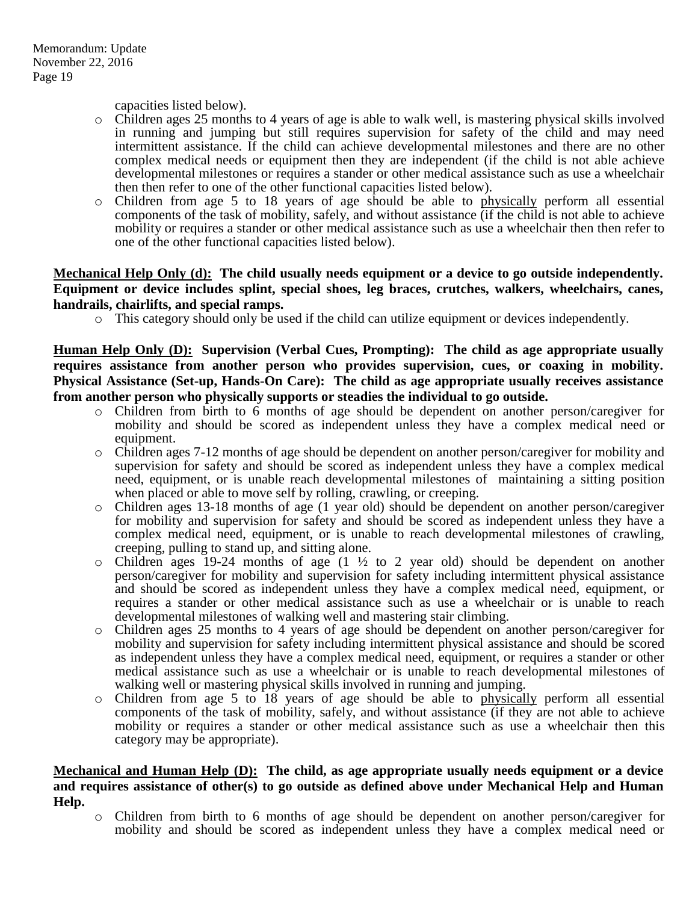capacities listed below).

- Children ages 25 months to 4 years of age is able to walk well, is mastering physical skills involved in running and jumping but still requires supervision for safety of the child and may need intermittent assistance. If the child can achieve developmental milestones and there are no other complex medical needs or equipment then they are independent (if the child is not able achieve developmental milestones or requires a stander or other medical assistance such as use a wheelchair then then refer to one of the other functional capacities listed below).
- Children from age 5 to 18 years of age should be able to physically perform all essential components of the task of mobility, safely, and without assistance (if the child is not able to achieve mobility or requires a stander or other medical assistance such as use a wheelchair then then refer to one of the other functional capacities listed below).

**Mechanical Help Only (d):** **The child usually needs equipment or a device to go outside independently. Equipment or device includes splint, special shoes, leg braces, crutches, walkers, wheelchairs, canes, handrails, chairlifts, and special ramps.**

- This category should only be used if the child can utilize equipment or devices independently.

**Human Help Only (D):** **Supervision (Verbal Cues, Prompting): The child as age appropriate usually requires assistance from another person who provides supervision, cues, or coaxing in mobility. Physical Assistance (Set-up, Hands-On Care): The child as age appropriate usually receives assistance from another person who physically supports or steadies the individual to go outside.**

- Children from birth to 6 months of age should be dependent on another person/caregiver for mobility and should be scored as independent unless they have a complex medical need or equipment.
- Children ages 7-12 months of age should be dependent on another person/caregiver for mobility and supervision for safety and should be scored as independent unless they have a complex medical need, equipment, or is unable reach developmental milestones of maintaining a sitting position when placed or able to move self by rolling, crawling, or creeping.
- Children ages 13-18 months of age (1 year old) should be dependent on another person/caregiver for mobility and supervision for safety and should be scored as independent unless they have a complex medical need, equipment, or is unable to reach developmental milestones of crawling, creeping, pulling to stand up, and sitting alone.
- Children ages 19-24 months of age (1 ½ to 2 year old) should be dependent on another person/caregiver for mobility and supervision for safety including intermittent physical assistance and should be scored as independent unless they have a complex medical need, equipment, or requires a stander or other medical assistance such as use a wheelchair or is unable to reach developmental milestones of walking well and mastering stair climbing.
- Children ages 25 months to 4 years of age should be dependent on another person/caregiver for mobility and supervision for safety including intermittent physical assistance and should be scored as independent unless they have a complex medical need, equipment, or requires a stander or other medical assistance such as use a wheelchair or is unable to reach developmental milestones of walking well or mastering physical skills involved in running and jumping.
- Children from age 5 to 18 years of age should be able to physically perform all essential components of the task of mobility, safely, and without assistance (if they are not able to achieve mobility or requires a stander or other medical assistance such as use a wheelchair then this category may be appropriate).

**Mechanical and Human Help (D):** **The child, as age appropriate usually needs equipment or a device and requires assistance of other(s) to go outside as defined above under Mechanical Help and Human Help.**

- Children from birth to 6 months of age should be dependent on another person/caregiver for mobility and should be scored as independent unless they have a complex medical need or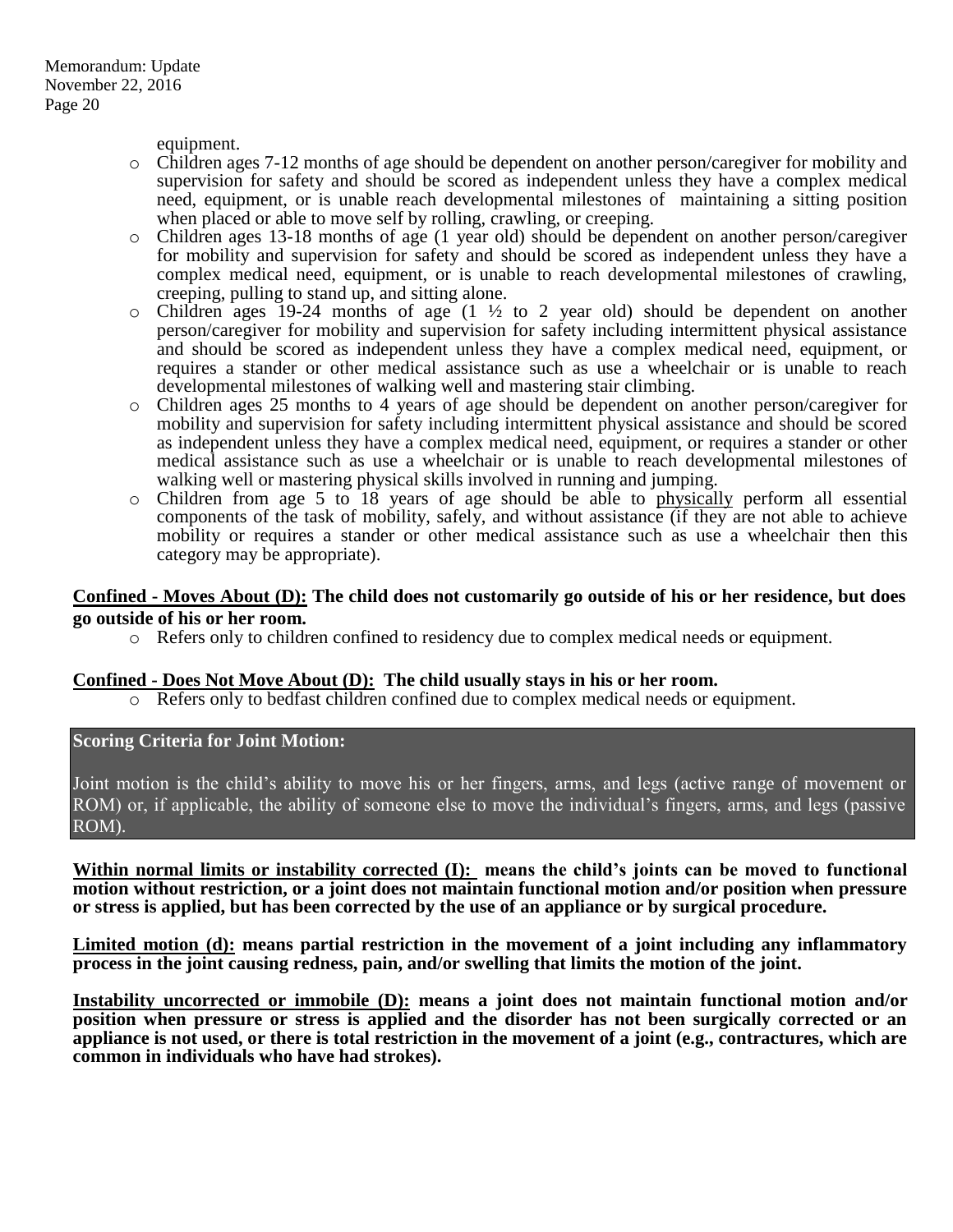equipment.

- Children ages 7-12 months of age should be dependent on another person/caregiver for mobility and supervision for safety and should be scored as independent unless they have a complex medical need, equipment, or is unable reach developmental milestones of maintaining a sitting position when placed or able to move self by rolling, crawling, or creeping.
- Children ages 13-18 months of age (1 year old) should be dependent on another person/caregiver for mobility and supervision for safety and should be scored as independent unless they have a complex medical need, equipment, or is unable to reach developmental milestones of crawling, creeping, pulling to stand up, and sitting alone.
- Children ages 19-24 months of age (1 ½ to 2 year old) should be dependent on another person/caregiver for mobility and supervision for safety including intermittent physical assistance and should be scored as independent unless they have a complex medical need, equipment, or requires a stander or other medical assistance such as use a wheelchair or is unable to reach developmental milestones of walking well and mastering stair climbing.
- Children ages 25 months to 4 years of age should be dependent on another person/caregiver for mobility and supervision for safety including intermittent physical assistance and should be scored as independent unless they have a complex medical need, equipment, or requires a stander or other medical assistance such as use a wheelchair or is unable to reach developmental milestones of walking well or mastering physical skills involved in running and jumping.
- Children from age 5 to 18 years of age should be able to physically perform all essential components of the task of mobility, safely, and without assistance (if they are not able to achieve mobility or requires a stander or other medical assistance such as use a wheelchair then this category may be appropriate).

**Confined - Moves About (D): The child does not customarily go outside of his or her residence, but does go outside of his or her room.**

- Refers only to children confined to residency due to complex medical needs or equipment.

**Confined - Does Not Move About (D): The child usually stays in his or her room.**

- Refers only to bedfast children confined due to complex medical needs or equipment.

**Scoring Criteria for Joint Motion:**

Joint motion is the child's ability to move his or her fingers, arms, and legs (active range of movement or ROM) or, if applicable, the ability of someone else to move the individual's fingers, arms, and legs (passive ROM).

**Within normal limits or instability corrected (I): means the child's joints can be moved to functional motion without restriction, or a joint does not maintain functional motion and/or position when pressure or stress is applied, but has been corrected by the use of an appliance or by surgical procedure.**

**Limited motion (d): means partial restriction in the movement of a joint including any inflammatory process in the joint causing redness, pain, and/or swelling that limits the motion of the joint.**

**Instability uncorrected or immobile (D): means a joint does not maintain functional motion and/or position when pressure or stress is applied and the disorder has not been surgically corrected or an appliance is not used, or there is total restriction in the movement of a joint (e.g., contractures, which are common in individuals who have had strokes).**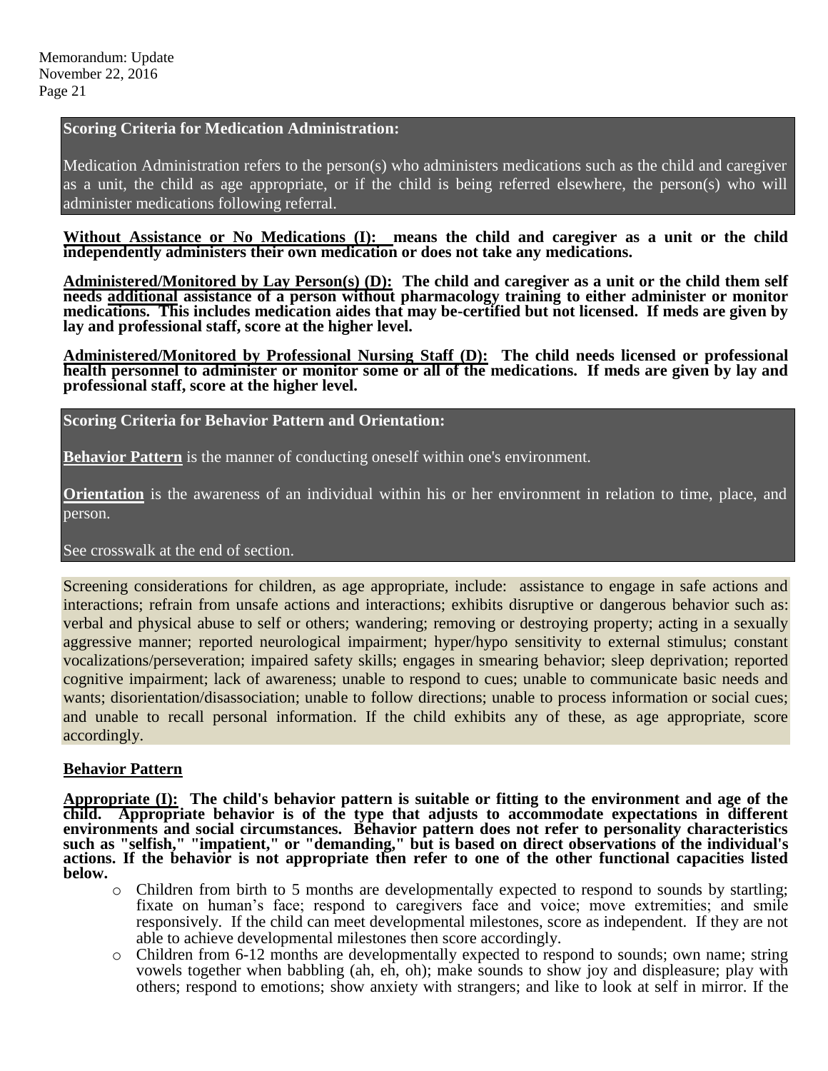**Scoring Criteria for Medication Administration:**

Medication Administration refers to the person(s) who administers medications such as the child and caregiver as a unit, the child as age appropriate, or if the child is being referred elsewhere, the person(s) who will administer medications following referral.

**Without Assistance or No Medications (I):** **means the child and caregiver as a unit or the child independently administers their own medication or does not take any medications.**

**Administered/Monitored by Lay Person(s) (D):** **The child and caregiver as a unit or the child them self needs additional assistance of a person without pharmacology training to either administer or monitor medications. This includes medication aides that may be-certified but not licensed. If meds are given by lay and professional staff, score at the higher level.**

**Administered/Monitored by Professional Nursing Staff (D):** **The child needs licensed or professional health personnel to administer or monitor some or all of the medications. If meds are given by lay and professional staff, score at the higher level.**

**Scoring Criteria for Behavior Pattern and Orientation:**

**Behavior Pattern** is the manner of conducting oneself within one's environment.

**Orientation** is the awareness of an individual within his or her environment in relation to time, place, and person.

See crosswalk at the end of section.

Screening considerations for children, as age appropriate, include: assistance to engage in safe actions and interactions; refrain from unsafe actions and interactions; exhibits disruptive or dangerous behavior such as: verbal and physical abuse to self or others; wandering; removing or destroying property; acting in a sexually aggressive manner; reported neurological impairment; hyper/hypo sensitivity to external stimulus; constant vocalizations/perseveration; impaired safety skills; engages in smearing behavior; sleep deprivation; reported cognitive impairment; lack of awareness; unable to respond to cues; unable to communicate basic needs and wants; disorientation/disassociation; unable to follow directions; unable to process information or social cues; and unable to recall personal information. If the child exhibits any of these, as age appropriate, score accordingly.

**Behavior Pattern**

**Appropriate (I):** **The child's behavior pattern is suitable or fitting to the environment and age of the child. Appropriate behavior is of the type that adjusts to accommodate expectations in different environments and social circumstances. Behavior pattern does not refer to personality characteristics such as "selfish," "impatient," or "demanding," but is based on direct observations of the individual's actions. If the behavior is not appropriate then refer to one of the other functional capacities listed below.**

- Children from birth to 5 months are developmentally expected to respond to sounds by startling; fixate on human's face; respond to caregivers face and voice; move extremities; and smile responsively. If the child can meet developmental milestones, score as independent. If they are not able to achieve developmental milestones then score accordingly.
- Children from 6-12 months are developmentally expected to respond to sounds; own name; string vowels together when babbling (ah, eh, oh); make sounds to show joy and displeasure; play with others; respond to emotions; show anxiety with strangers; and like to look at self in mirror. If the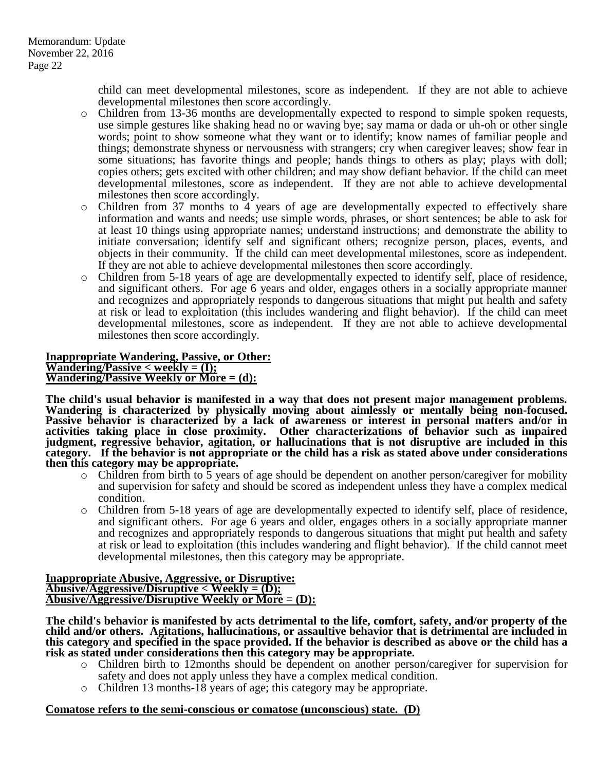child can meet developmental milestones, score as independent. If they are not able to achieve developmental milestones then score accordingly.

- Children from 13-36 months are developmentally expected to respond to simple spoken requests, use simple gestures like shaking head no or waving bye; say mama or dada or uh-oh or other single words; point to show someone what they want or to identify; know names of familiar people and things; demonstrate shyness or nervousness with strangers; cry when caregiver leaves; show fear in some situations; has favorite things and people; hands things to others as play; plays with doll; copies others; gets excited with other children; and may show defiant behavior. If the child can meet developmental milestones, score as independent. If they are not able to achieve developmental milestones then score accordingly.
- Children from 37 months to 4 years of age are developmentally expected to effectively share information and wants and needs; use simple words, phrases, or short sentences; be able to ask for at least 10 things using appropriate names; understand instructions; and demonstrate the ability to initiate conversation; identify self and significant others; recognize person, places, events, and objects in their community. If the child can meet developmental milestones, score as independent. If they are not able to achieve developmental milestones then score accordingly.
- Children from 5-18 years of age are developmentally expected to identify self, place of residence, and significant others. For age 6 years and older, engages others in a socially appropriate manner and recognizes and appropriately responds to dangerous situations that might put health and safety at risk or lead to exploitation (this includes wandering and flight behavior). If the child can meet developmental milestones, score as independent. If they are not able to achieve developmental milestones then score accordingly.

**<u>Inappropriate Wandering, Passive, or Other:</u>**
**<u>Wandering/Passive < weekly = (I);</u>**
**<u>Wandering/Passive Weekly or More = (d):</u>**

**The child's usual behavior is manifested in a way that does not present major management problems. Wandering is characterized by physically moving about aimlessly or mentally being non-focused. Passive behavior is characterized by a lack of awareness or interest in personal matters and/or in activities taking place in close proximity. Other characterizations of behavior such as impaired judgment, regressive behavior, agitation, or hallucinations that is not disruptive are included in this category. If the behavior is not appropriate or the child has a risk as stated above under considerations then this category may be appropriate.**

- Children from birth to 5 years of age should be dependent on another person/caregiver for mobility and supervision for safety and should be scored as independent unless they have a complex medical condition.
- Children from 5-18 years of age are developmentally expected to identify self, place of residence, and significant others. For age 6 years and older, engages others in a socially appropriate manner and recognizes and appropriately responds to dangerous situations that might put health and safety at risk or lead to exploitation (this includes wandering and flight behavior). If the child cannot meet developmental milestones, then this category may be appropriate.

**<u>Inappropriate Abusive, Aggressive, or Disruptive:</u>**
**<u>Abusive/Aggressive/Disruptive < Weekly = (D);</u>**
**<u>Abusive/Aggressive/Disruptive Weekly or More = (D):</u>**

**The child's behavior is manifested by acts detrimental to the life, comfort, safety, and/or property of the child and/or others. Agitations, hallucinations, or assaultive behavior that is detrimental are included in this category and specified in the space provided. If the behavior is described as above or the child has a risk as stated under considerations then this category may be appropriate.**

- Children birth to 12months should be dependent on another person/caregiver for supervision for safety and does not apply unless they have a complex medical condition.
- Children 13 months-18 years of age; this category may be appropriate.

**<u>Comatose refers to the semi-conscious or comatose (unconscious) state. (D)</u>**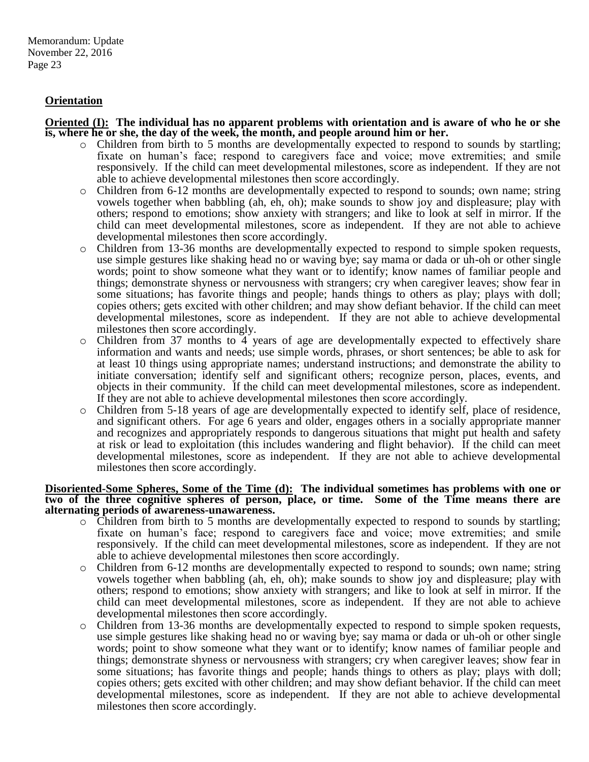**Orientation**

**Oriented (I): The individual has no apparent problems with orientation and is aware of who he or she is, where he or she, the day of the week, the month, and people around him or her.**

- Children from birth to 5 months are developmentally expected to respond to sounds by startling; fixate on human's face; respond to caregivers face and voice; move extremities; and smile responsively. If the child can meet developmental milestones, score as independent. If they are not able to achieve developmental milestones then score accordingly.
- Children from 6-12 months are developmentally expected to respond to sounds; own name; string vowels together when babbling (ah, eh, oh); make sounds to show joy and displeasure; play with others; respond to emotions; show anxiety with strangers; and like to look at self in mirror. If the child can meet developmental milestones, score as independent. If they are not able to achieve developmental milestones then score accordingly.
- Children from 13-36 months are developmentally expected to respond to simple spoken requests, use simple gestures like shaking head no or waving bye; say mama or dada or uh-oh or other single words; point to show someone what they want or to identify; know names of familiar people and things; demonstrate shyness or nervousness with strangers; cry when caregiver leaves; show fear in some situations; has favorite things and people; hands things to others as play; plays with doll; copies others; gets excited with other children; and may show defiant behavior. If the child can meet developmental milestones, score as independent. If they are not able to achieve developmental milestones then score accordingly.
- Children from 37 months to 4 years of age are developmentally expected to effectively share information and wants and needs; use simple words, phrases, or short sentences; be able to ask for at least 10 things using appropriate names; understand instructions; and demonstrate the ability to initiate conversation; identify self and significant others; recognize person, places, events, and objects in their community. If the child can meet developmental milestones, score as independent. If they are not able to achieve developmental milestones then score accordingly.
- Children from 5-18 years of age are developmentally expected to identify self, place of residence, and significant others. For age 6 years and older, engages others in a socially appropriate manner and recognizes and appropriately responds to dangerous situations that might put health and safety at risk or lead to exploitation (this includes wandering and flight behavior). If the child can meet developmental milestones, score as independent. If they are not able to achieve developmental milestones then score accordingly.

**Disoriented-Some Spheres, Some of the Time (d): The individual sometimes has problems with one or two of the three cognitive spheres of person, place, or time. Some of the Time means there are alternating periods of awareness-unawareness.**

- Children from birth to 5 months are developmentally expected to respond to sounds by startling; fixate on human's face; respond to caregivers face and voice; move extremities; and smile responsively. If the child can meet developmental milestones, score as independent. If they are not able to achieve developmental milestones then score accordingly.
- Children from 6-12 months are developmentally expected to respond to sounds; own name; string vowels together when babbling (ah, eh, oh); make sounds to show joy and displeasure; play with others; respond to emotions; show anxiety with strangers; and like to look at self in mirror. If the child can meet developmental milestones, score as independent. If they are not able to achieve developmental milestones then score accordingly.
- Children from 13-36 months are developmentally expected to respond to simple spoken requests, use simple gestures like shaking head no or waving bye; say mama or dada or uh-oh or other single words; point to show someone what they want or to identify; know names of familiar people and things; demonstrate shyness or nervousness with strangers; cry when caregiver leaves; show fear in some situations; has favorite things and people; hands things to others as play; plays with doll; copies others; gets excited with other children; and may show defiant behavior. If the child can meet developmental milestones, score as independent. If they are not able to achieve developmental milestones then score accordingly.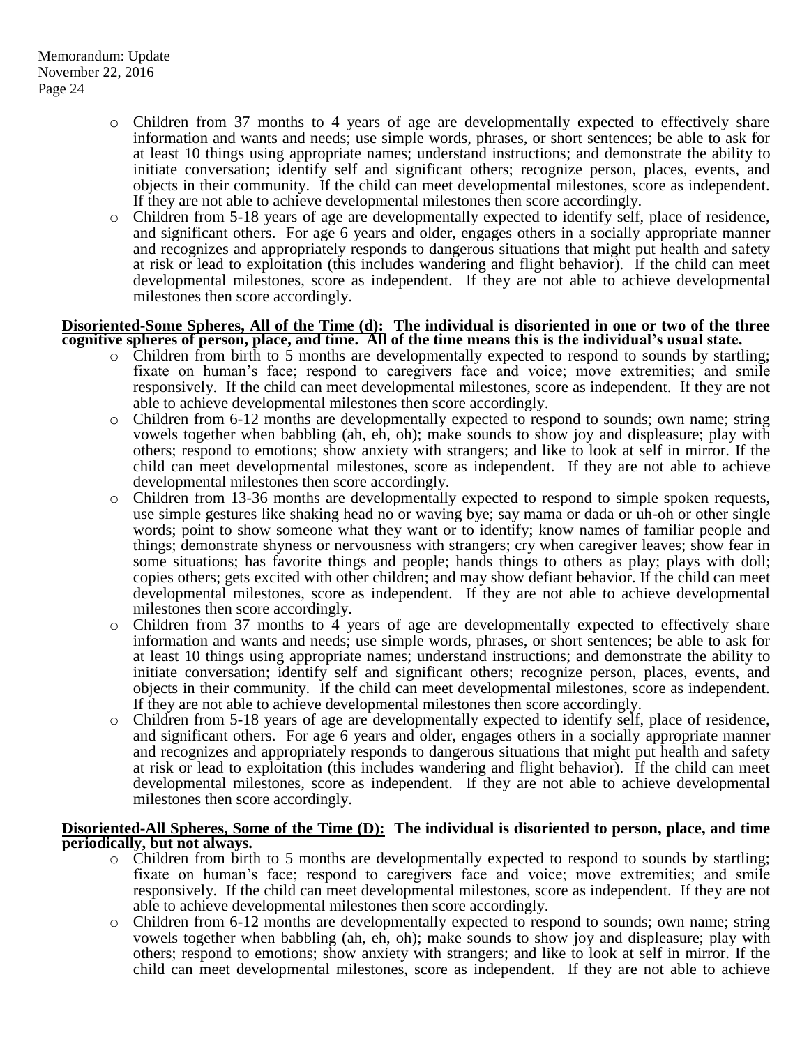- Children from 37 months to 4 years of age are developmentally expected to effectively share information and wants and needs; use simple words, phrases, or short sentences; be able to ask for at least 10 things using appropriate names; understand instructions; and demonstrate the ability to initiate conversation; identify self and significant others; recognize person, places, events, and objects in their community. If the child can meet developmental milestones, score as independent. If they are not able to achieve developmental milestones then score accordingly.
- Children from 5-18 years of age are developmentally expected to identify self, place of residence, and significant others. For age 6 years and older, engages others in a socially appropriate manner and recognizes and appropriately responds to dangerous situations that might put health and safety at risk or lead to exploitation (this includes wandering and flight behavior). If the child can meet developmental milestones, score as independent. If they are not able to achieve developmental milestones then score accordingly.

**<u>Disoriented-Some Spheres, All of the Time (d):</u> The individual is disoriented in one or two of the three cognitive spheres of person, place, and time. All of the time means this is the individual's usual state.**

- Children from birth to 5 months are developmentally expected to respond to sounds by startling; fixate on human's face; respond to caregivers face and voice; move extremities; and smile responsively. If the child can meet developmental milestones, score as independent. If they are not able to achieve developmental milestones then score accordingly.
- Children from 6-12 months are developmentally expected to respond to sounds; own name; string vowels together when babbling (ah, eh, oh); make sounds to show joy and displeasure; play with others; respond to emotions; show anxiety with strangers; and like to look at self in mirror. If the child can meet developmental milestones, score as independent. If they are not able to achieve developmental milestones then score accordingly.
- Children from 13-36 months are developmentally expected to respond to simple spoken requests, use simple gestures like shaking head no or waving bye; say mama or dada or uh-oh or other single words; point to show someone what they want or to identify; know names of familiar people and things; demonstrate shyness or nervousness with strangers; cry when caregiver leaves; show fear in some situations; has favorite things and people; hands things to others as play; plays with doll; copies others; gets excited with other children; and may show defiant behavior. If the child can meet developmental milestones, score as independent. If they are not able to achieve developmental milestones then score accordingly.
- Children from 37 months to 4 years of age are developmentally expected to effectively share information and wants and needs; use simple words, phrases, or short sentences; be able to ask for at least 10 things using appropriate names; understand instructions; and demonstrate the ability to initiate conversation; identify self and significant others; recognize person, places, events, and objects in their community. If the child can meet developmental milestones, score as independent. If they are not able to achieve developmental milestones then score accordingly.
- Children from 5-18 years of age are developmentally expected to identify self, place of residence, and significant others. For age 6 years and older, engages others in a socially appropriate manner and recognizes and appropriately responds to dangerous situations that might put health and safety at risk or lead to exploitation (this includes wandering and flight behavior). If the child can meet developmental milestones, score as independent. If they are not able to achieve developmental milestones then score accordingly.

**<u>Disoriented-All Spheres, Some of the Time (D):</u> The individual is disoriented to person, place, and time periodically, but not always.**

- Children from birth to 5 months are developmentally expected to respond to sounds by startling; fixate on human's face; respond to caregivers face and voice; move extremities; and smile responsively. If the child can meet developmental milestones, score as independent. If they are not able to achieve developmental milestones then score accordingly.
- Children from 6-12 months are developmentally expected to respond to sounds; own name; string vowels together when babbling (ah, eh, oh); make sounds to show joy and displeasure; play with others; respond to emotions; show anxiety with strangers; and like to look at self in mirror. If the child can meet developmental milestones, score as independent. If they are not able to achieve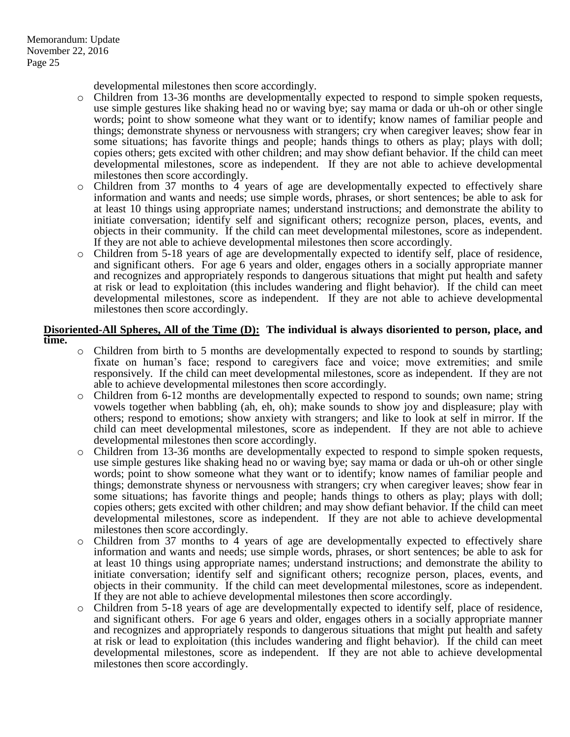developmental milestones then score accordingly.

- Children from 13-36 months are developmentally expected to respond to simple spoken requests, use simple gestures like shaking head no or waving bye; say mama or dada or uh-oh or other single words; point to show someone what they want or to identify; know names of familiar people and things; demonstrate shyness or nervousness with strangers; cry when caregiver leaves; show fear in some situations; has favorite things and people; hands things to others as play; plays with doll; copies others; gets excited with other children; and may show defiant behavior. If the child can meet developmental milestones, score as independent. If they are not able to achieve developmental milestones then score accordingly.
- Children from 37 months to 4 years of age are developmentally expected to effectively share information and wants and needs; use simple words, phrases, or short sentences; be able to ask for at least 10 things using appropriate names; understand instructions; and demonstrate the ability to initiate conversation; identify self and significant others; recognize person, places, events, and objects in their community. If the child can meet developmental milestones, score as independent. If they are not able to achieve developmental milestones then score accordingly.
- Children from 5-18 years of age are developmentally expected to identify self, place of residence, and significant others. For age 6 years and older, engages others in a socially appropriate manner and recognizes and appropriately responds to dangerous situations that might put health and safety at risk or lead to exploitation (this includes wandering and flight behavior). If the child can meet developmental milestones, score as independent. If they are not able to achieve developmental milestones then score accordingly.

**<u>Disoriented-All Spheres, All of the Time (D):</u> The individual is always disoriented to person, place, and time.**

- Children from birth to 5 months are developmentally expected to respond to sounds by startling; fixate on human's face; respond to caregivers face and voice; move extremities; and smile responsively. If the child can meet developmental milestones, score as independent. If they are not able to achieve developmental milestones then score accordingly.
- Children from 6-12 months are developmentally expected to respond to sounds; own name; string vowels together when babbling (ah, eh, oh); make sounds to show joy and displeasure; play with others; respond to emotions; show anxiety with strangers; and like to look at self in mirror. If the child can meet developmental milestones, score as independent. If they are not able to achieve developmental milestones then score accordingly.
- Children from 13-36 months are developmentally expected to respond to simple spoken requests, use simple gestures like shaking head no or waving bye; say mama or dada or uh-oh or other single words; point to show someone what they want or to identify; know names of familiar people and things; demonstrate shyness or nervousness with strangers; cry when caregiver leaves; show fear in some situations; has favorite things and people; hands things to others as play; plays with doll; copies others; gets excited with other children; and may show defiant behavior. If the child can meet developmental milestones, score as independent. If they are not able to achieve developmental milestones then score accordingly.
- Children from 37 months to 4 years of age are developmentally expected to effectively share information and wants and needs; use simple words, phrases, or short sentences; be able to ask for at least 10 things using appropriate names; understand instructions; and demonstrate the ability to initiate conversation; identify self and significant others; recognize person, places, events, and objects in their community. If the child can meet developmental milestones, score as independent. If they are not able to achieve developmental milestones then score accordingly.
- Children from 5-18 years of age are developmentally expected to identify self, place of residence, and significant others. For age 6 years and older, engages others in a socially appropriate manner and recognizes and appropriately responds to dangerous situations that might put health and safety at risk or lead to exploitation (this includes wandering and flight behavior). If the child can meet developmental milestones, score as independent. If they are not able to achieve developmental milestones then score accordingly.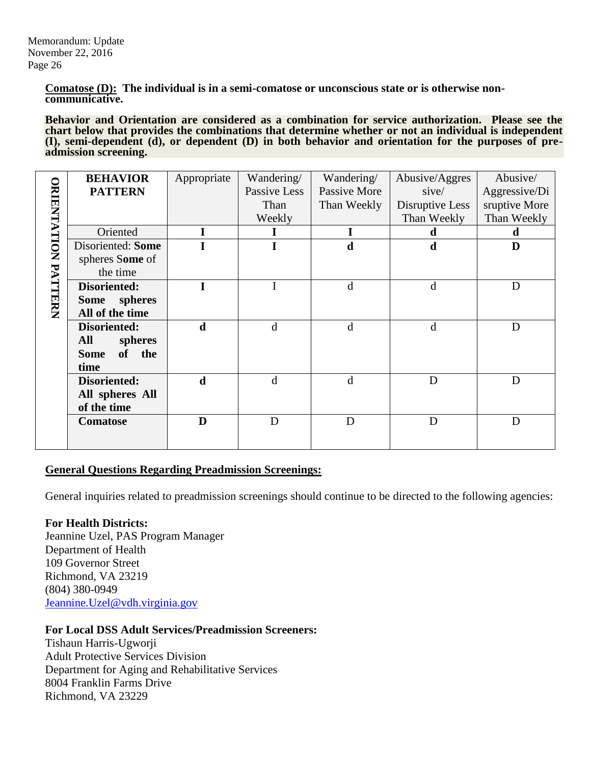**Comatose (D): The individual is in a semi-comatose or unconscious state or is otherwise non-communicative.**

**Behavior and Orientation are considered as a combination for service authorization. Please see the chart below that provides the combinations that determine whether or not an individual is independent (I), semi-dependent (d), or dependent (D) in both behavior and orientation for the purposes of pre-admission screening.**

| ORIENTATION PATTERN | BEHAVIOR PATTERN | Appropriate | Wandering/ Passive Less Than Weekly | Wandering/ Passive More Than Weekly | Abusive/Aggressive/ Disruptive Less Than Weekly | Abusive/ Aggressive/Disruptive More Than Weekly |
|---|---|---|---|---|---|---|
| | Oriented | **I** | **I** | **I** | **d** | **d** |
| | Disoriented: **Some** spheres S**ome** of the time | **I** | **I** | **d** | **d** | **D** |
| | **Disoriented: Some spheres All of the time** | **I** | I | d | d | D |
| | **Disoriented: All spheres Some of the time** | **d** | d | d | d | D |
| | **Disoriented: All spheres All of the time** | **d** | d | d | D | D |
| | **Comatose** | **D** | D | D | D | D |

## General Questions Regarding Preadmission Screenings:

General inquiries related to preadmission screenings should continue to be directed to the following agencies:

**For Health Districts:**
Jeannine Uzel, PAS Program Manager
Department of Health
109 Governor Street
Richmond, VA 23219
(804) 380-0949
Jeannine.Uzel@vdh.virginia.gov

**For Local DSS Adult Services/Preadmission Screeners:**
Tishaun Harris-Ugworji
Adult Protective Services Division
Department for Aging and Rehabilitative Services
8004 Franklin Farms Drive
Richmond, VA 23229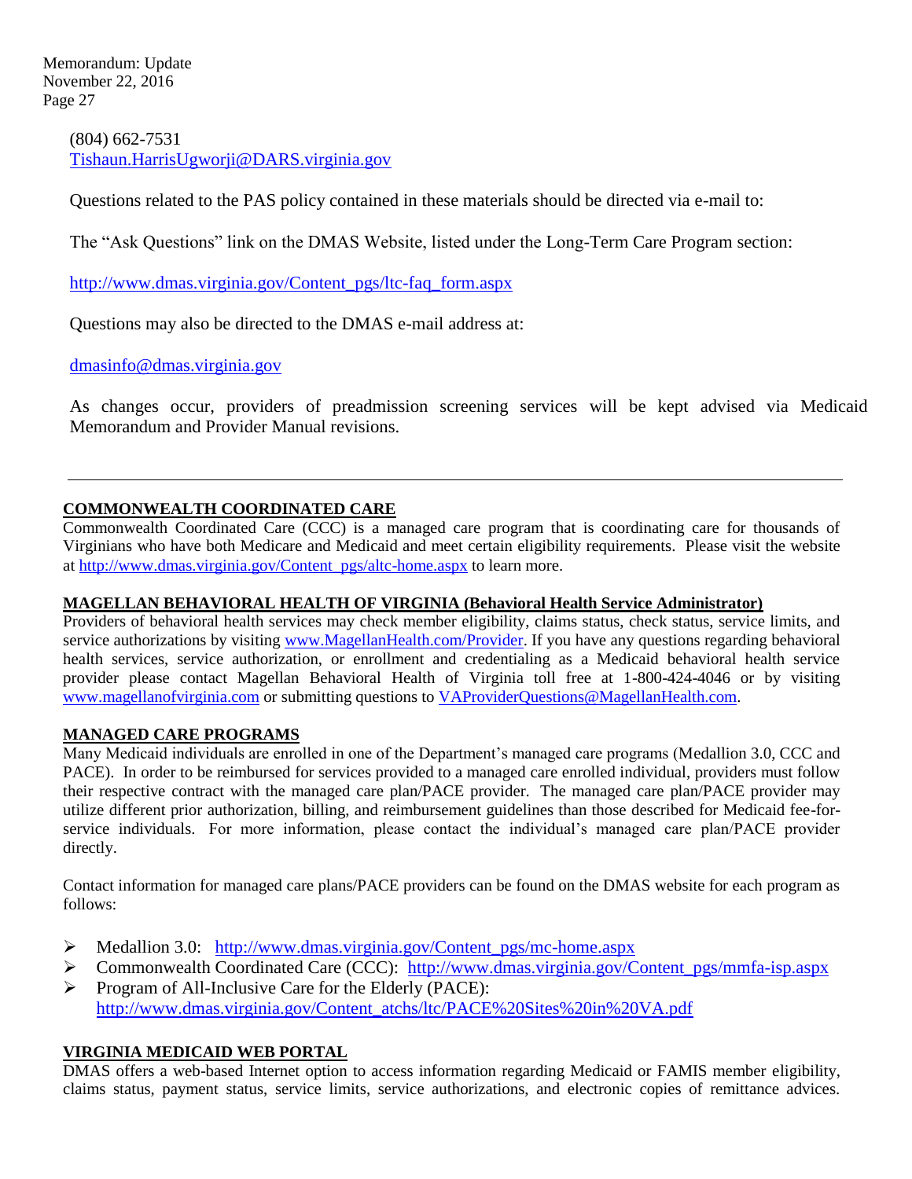(804) 662-7531
Tishaun.HarrisUgworji@DARS.virginia.gov

Questions related to the PAS policy contained in these materials should be directed via e-mail to:

The "Ask Questions" link on the DMAS Website, listed under the Long-Term Care Program section:

http://www.dmas.virginia.gov/Content_pgs/ltc-faq_form.aspx

Questions may also be directed to the DMAS e-mail address at:

dmasinfo@dmas.virginia.gov

As changes occur, providers of preadmission screening services will be kept advised via Medicaid Memorandum and Provider Manual revisions.

---

**COMMONWEALTH COORDINATED CARE**

Commonwealth Coordinated Care (CCC) is a managed care program that is coordinating care for thousands of Virginians who have both Medicare and Medicaid and meet certain eligibility requirements. Please visit the website at http://www.dmas.virginia.gov/Content_pgs/altc-home.aspx to learn more.

**MAGELLAN BEHAVIORAL HEALTH OF VIRGINIA (Behavioral Health Service Administrator)**

Providers of behavioral health services may check member eligibility, claims status, check status, service limits, and service authorizations by visiting www.MagellanHealth.com/Provider. If you have any questions regarding behavioral health services, service authorization, or enrollment and credentialing as a Medicaid behavioral health service provider please contact Magellan Behavioral Health of Virginia toll free at 1-800-424-4046 or by visiting www.magellanofvirginia.com or submitting questions to VAProviderQuestions@MagellanHealth.com.

**MANAGED CARE PROGRAMS**

Many Medicaid individuals are enrolled in one of the Department's managed care programs (Medallion 3.0, CCC and PACE). In order to be reimbursed for services provided to a managed care enrolled individual, providers must follow their respective contract with the managed care plan/PACE provider. The managed care plan/PACE provider may utilize different prior authorization, billing, and reimbursement guidelines than those described for Medicaid fee-for-service individuals. For more information, please contact the individual's managed care plan/PACE provider directly.

Contact information for managed care plans/PACE providers can be found on the DMAS website for each program as follows:

- Medallion 3.0: http://www.dmas.virginia.gov/Content_pgs/mc-home.aspx
- Commonwealth Coordinated Care (CCC): http://www.dmas.virginia.gov/Content_pgs/mmfa-isp.aspx
- Program of All-Inclusive Care for the Elderly (PACE): http://www.dmas.virginia.gov/Content_atchs/ltc/PACE%20Sites%20in%20VA.pdf

**VIRGINIA MEDICAID WEB PORTAL**

DMAS offers a web-based Internet option to access information regarding Medicaid or FAMIS member eligibility, claims status, payment status, service limits, service authorizations, and electronic copies of remittance advices.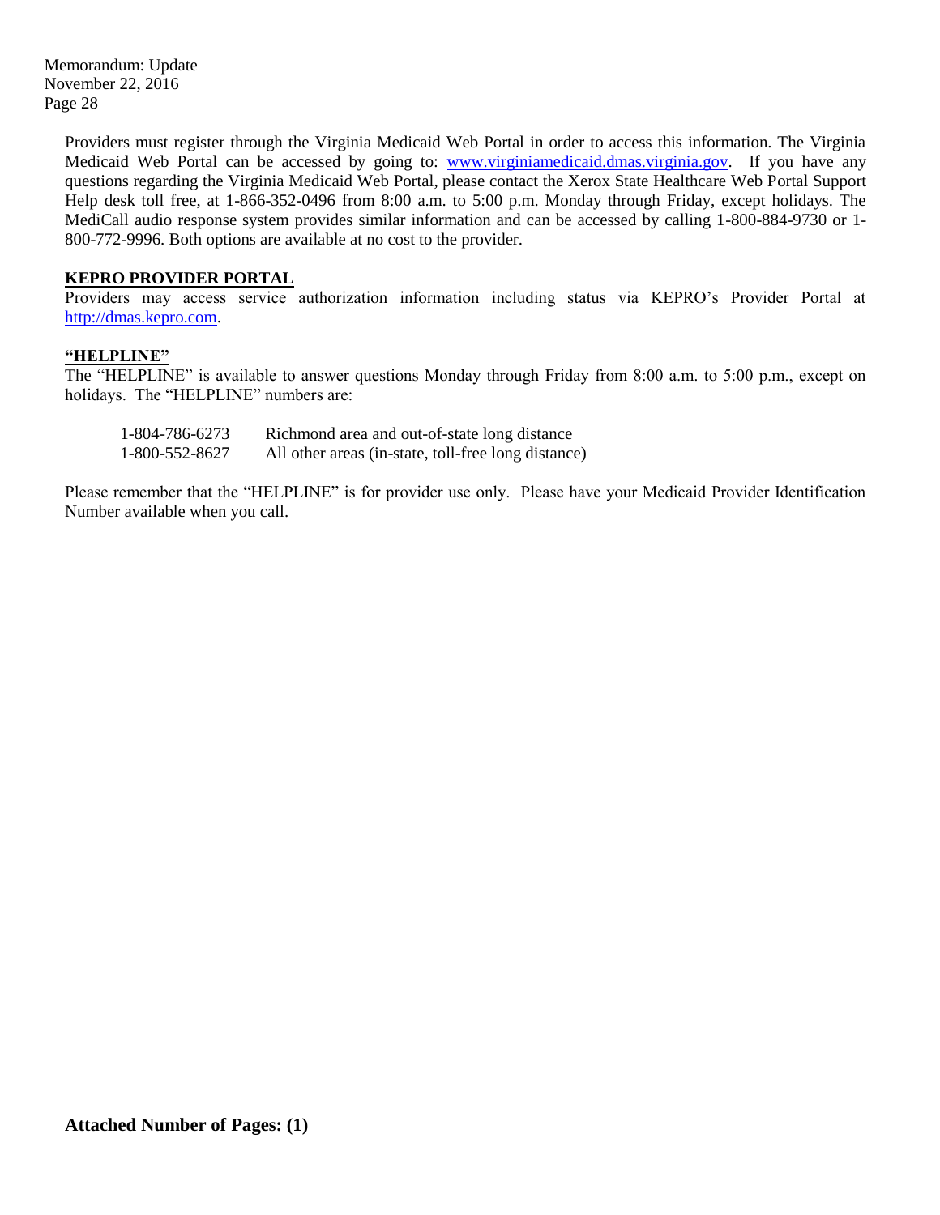Providers must register through the Virginia Medicaid Web Portal in order to access this information. The Virginia Medicaid Web Portal can be accessed by going to: www.virginiamedicaid.dmas.virginia.gov. If you have any questions regarding the Virginia Medicaid Web Portal, please contact the Xerox State Healthcare Web Portal Support Help desk toll free, at 1-866-352-0496 from 8:00 a.m. to 5:00 p.m. Monday through Friday, except holidays. The MediCall audio response system provides similar information and can be accessed by calling 1-800-884-9730 or 1-800-772-9996. Both options are available at no cost to the provider.

## KEPRO PROVIDER PORTAL

Providers may access service authorization information including status via KEPRO's Provider Portal at http://dmas.kepro.com.

## "HELPLINE"

The "HELPLINE" is available to answer questions Monday through Friday from 8:00 a.m. to 5:00 p.m., except on holidays. The "HELPLINE" numbers are:

| | |
|---|---|
| 1-804-786-6273 | Richmond area and out-of-state long distance |
| 1-800-552-8627 | All other areas (in-state, toll-free long distance) |

Please remember that the "HELPLINE" is for provider use only. Please have your Medicaid Provider Identification Number available when you call.

**Attached Number of Pages: (1)**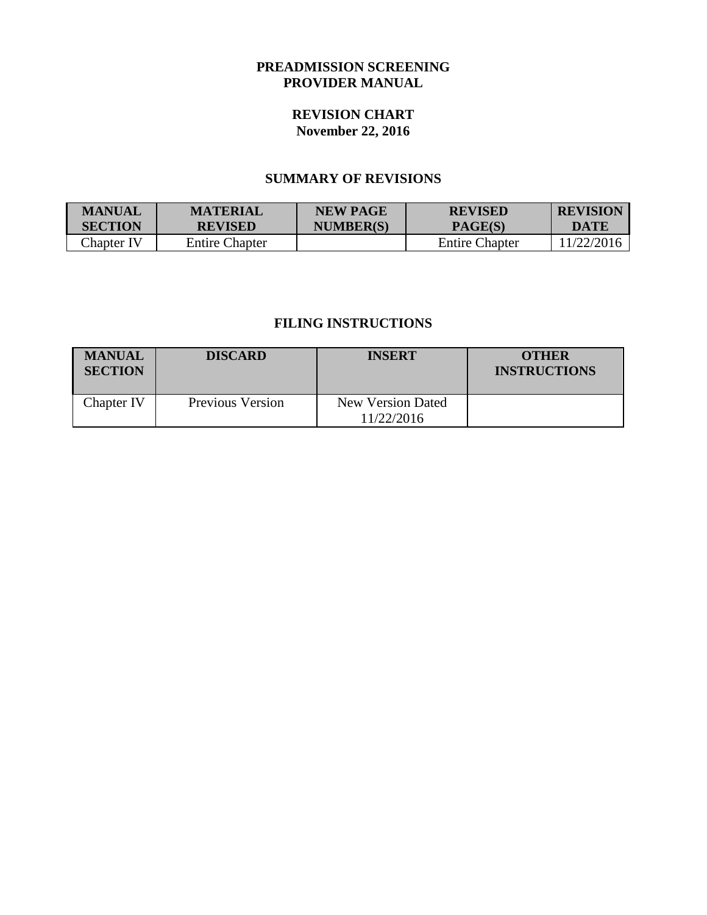**PREADMISSION SCREENING**
**PROVIDER MANUAL**

**REVISION CHART**
**November 22, 2016**

## SUMMARY OF REVISIONS

| MANUAL SECTION | MATERIAL REVISED | NEW PAGE NUMBER(S) | REVISED PAGE(S) | REVISION DATE |
|---|---|---|---|---|
| Chapter IV | Entire Chapter | | Entire Chapter | 11/22/2016 |

## FILING INSTRUCTIONS

| MANUAL SECTION | DISCARD | INSERT | OTHER INSTRUCTIONS |
|---|---|---|---|
| Chapter IV | Previous Version | New Version Dated 11/22/2016 | |